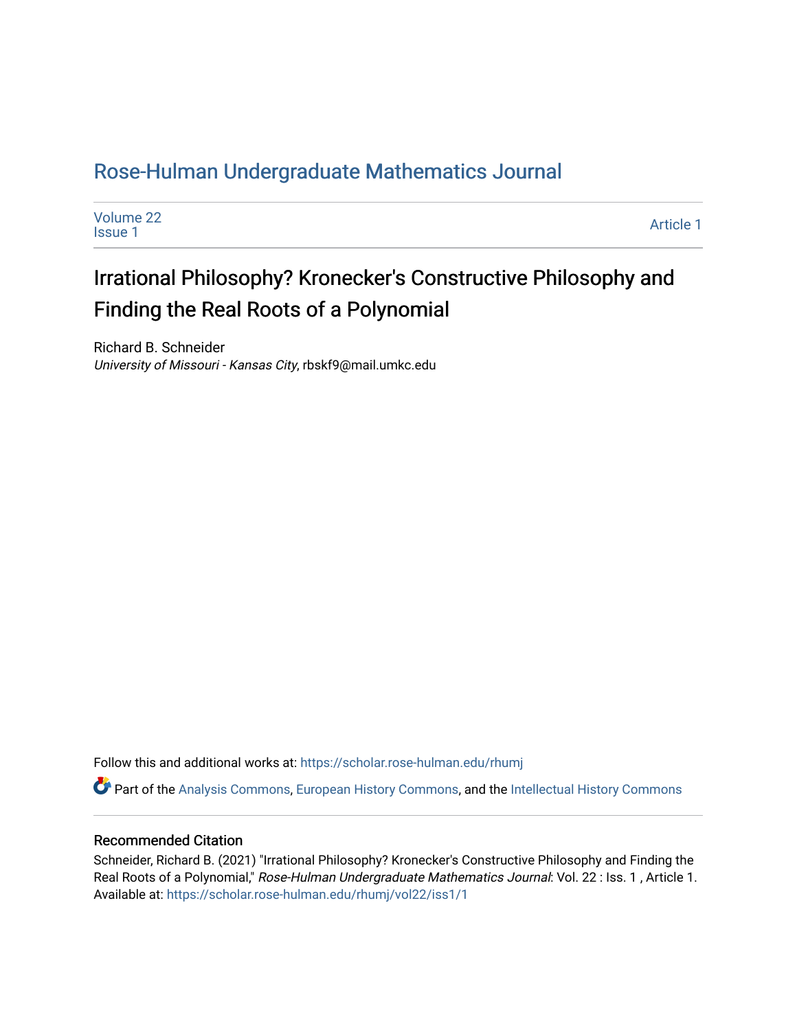# Rose-Hulman Undergraduate Mathematics Journal

Volume 22
Issue 1

Article 1

## Irrational Philosophy? Kronecker's Constructive Philosophy and Finding the Real Roots of a Polynomial

Richard B. Schneider
*University of Missouri - Kansas City*, rbskf9@mail.umkc.edu

Follow this and additional works at: https://scholar.rose-hulman.edu/rhumj

Part of the Analysis Commons, European History Commons, and the Intellectual History Commons

### Recommended Citation

Schneider, Richard B. (2021) "Irrational Philosophy? Kronecker's Constructive Philosophy and Finding the Real Roots of a Polynomial," *Rose-Hulman Undergraduate Mathematics Journal*: Vol. 22 : Iss. 1 , Article 1.
Available at: https://scholar.rose-hulman.edu/rhumj/vol22/iss1/1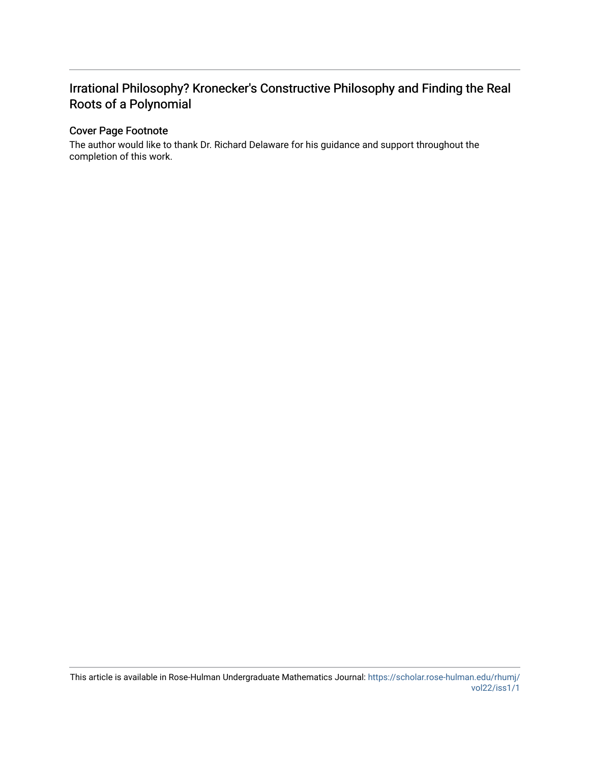# Irrational Philosophy? Kronecker's Constructive Philosophy and Finding the Real Roots of a Polynomial

## Cover Page Footnote

The author would like to thank Dr. Richard Delaware for his guidance and support throughout the completion of this work.

This article is available in Rose-Hulman Undergraduate Mathematics Journal: https://scholar.rose-hulman.edu/rhumj/vol22/iss1/1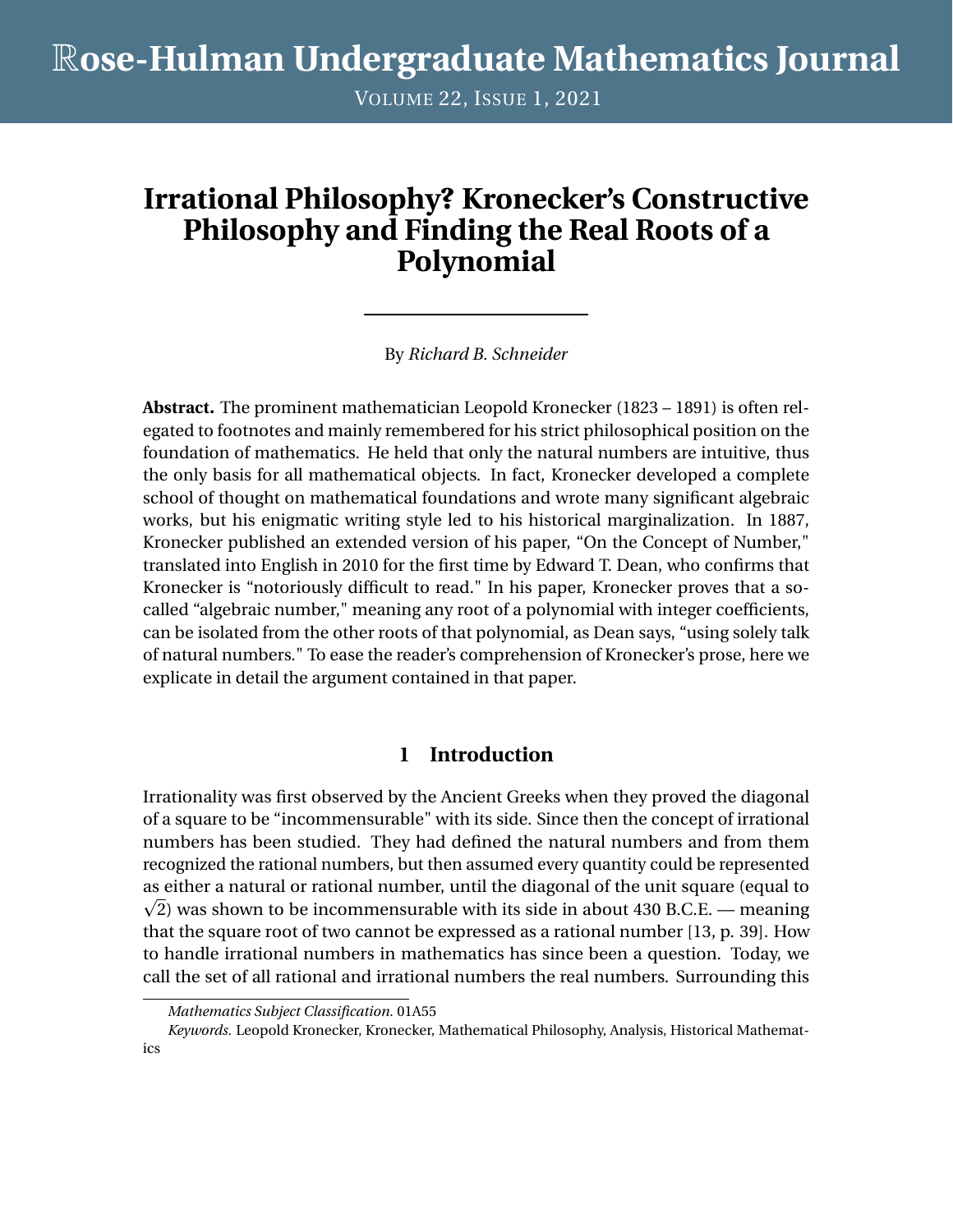# Irrational Philosophy? Kronecker's Constructive Philosophy and Finding the Real Roots of a Polynomial

By *Richard B. Schneider*

**Abstract.** The prominent mathematician Leopold Kronecker (1823 – 1891) is often relegated to footnotes and mainly remembered for his strict philosophical position on the foundation of mathematics. He held that only the natural numbers are intuitive, thus the only basis for all mathematical objects. In fact, Kronecker developed a complete school of thought on mathematical foundations and wrote many significant algebraic works, but his enigmatic writing style led to his historical marginalization. In 1887, Kronecker published an extended version of his paper, "On the Concept of Number," translated into English in 2010 for the first time by Edward T. Dean, who confirms that Kronecker is "notoriously difficult to read." In his paper, Kronecker proves that a so-called "algebraic number," meaning any root of a polynomial with integer coefficients, can be isolated from the other roots of that polynomial, as Dean says, "using solely talk of natural numbers." To ease the reader's comprehension of Kronecker's prose, here we explicate in detail the argument contained in that paper.

## 1 Introduction

Irrationality was first observed by the Ancient Greeks when they proved the diagonal of a square to be "incommensurable" with its side. Since then the concept of irrational numbers has been studied. They had defined the natural numbers and from them recognized the rational numbers, but then assumed every quantity could be represented as either a natural or rational number, until the diagonal of the unit square (equal to $\sqrt{2}$) was shown to be incommensurable with its side in about 430 B.C.E. — meaning that the square root of two cannot be expressed as a rational number [13, p. 39]. How to handle irrational numbers in mathematics has since been a question. Today, we call the set of all rational and irrational numbers the real numbers. Surrounding this

*Mathematics Subject Classification.* 01A55

*Keywords.* Leopold Kronecker, Kronecker, Mathematical Philosophy, Analysis, Historical Mathematics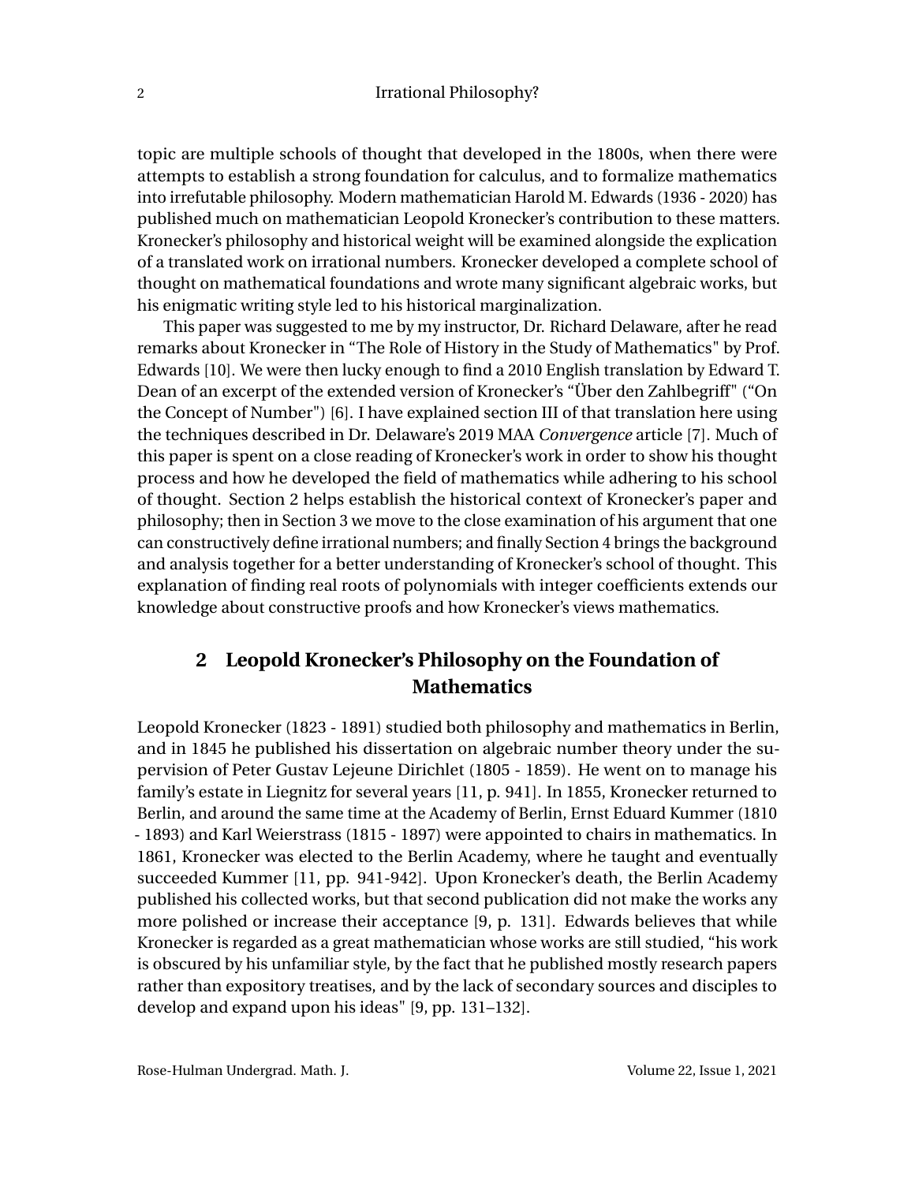topic are multiple schools of thought that developed in the 1800s, when there were attempts to establish a strong foundation for calculus, and to formalize mathematics into irrefutable philosophy. Modern mathematician Harold M. Edwards (1936 - 2020) has published much on mathematician Leopold Kronecker's contribution to these matters. Kronecker's philosophy and historical weight will be examined alongside the explication of a translated work on irrational numbers. Kronecker developed a complete school of thought on mathematical foundations and wrote many significant algebraic works, but his enigmatic writing style led to his historical marginalization.

This paper was suggested to me by my instructor, Dr. Richard Delaware, after he read remarks about Kronecker in "The Role of History in the Study of Mathematics" by Prof. Edwards [10]. We were then lucky enough to find a 2010 English translation by Edward T. Dean of an excerpt of the extended version of Kronecker's "Über den Zahlbegriff" ("On the Concept of Number") [6]. I have explained section III of that translation here using the techniques described in Dr. Delaware's 2019 MAA *Convergence* article [7]. Much of this paper is spent on a close reading of Kronecker's work in order to show his thought process and how he developed the field of mathematics while adhering to his school of thought. Section 2 helps establish the historical context of Kronecker's paper and philosophy; then in Section 3 we move to the close examination of his argument that one can constructively define irrational numbers; and finally Section 4 brings the background and analysis together for a better understanding of Kronecker's school of thought. This explanation of finding real roots of polynomials with integer coefficients extends our knowledge about constructive proofs and how Kronecker's views mathematics.

## 2 Leopold Kronecker's Philosophy on the Foundation of Mathematics

Leopold Kronecker (1823 - 1891) studied both philosophy and mathematics in Berlin, and in 1845 he published his dissertation on algebraic number theory under the supervision of Peter Gustav Lejeune Dirichlet (1805 - 1859). He went on to manage his family's estate in Liegnitz for several years [11, p. 941]. In 1855, Kronecker returned to Berlin, and around the same time at the Academy of Berlin, Ernst Eduard Kummer (1810 - 1893) and Karl Weierstrass (1815 - 1897) were appointed to chairs in mathematics. In 1861, Kronecker was elected to the Berlin Academy, where he taught and eventually succeeded Kummer [11, pp. 941-942]. Upon Kronecker's death, the Berlin Academy published his collected works, but that second publication did not make the works any more polished or increase their acceptance [9, p. 131]. Edwards believes that while Kronecker is regarded as a great mathematician whose works are still studied, "his work is obscured by his unfamiliar style, by the fact that he published mostly research papers rather than expository treatises, and by the lack of secondary sources and disciples to develop and expand upon his ideas" [9, pp. 131–132].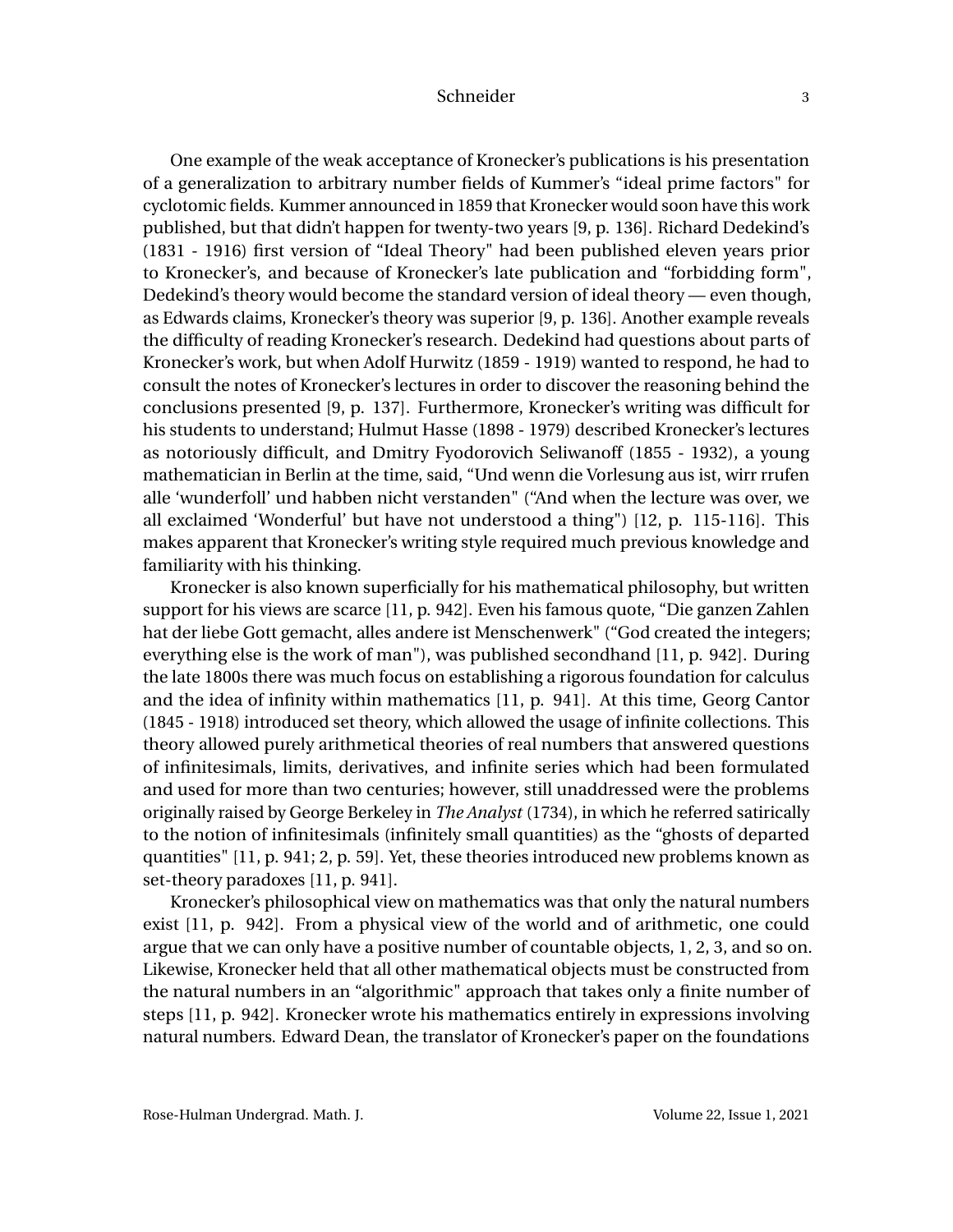One example of the weak acceptance of Kronecker's publications is his presentation of a generalization to arbitrary number fields of Kummer's "ideal prime factors" for cyclotomic fields. Kummer announced in 1859 that Kronecker would soon have this work published, but that didn't happen for twenty-two years [9, p. 136]. Richard Dedekind's (1831 - 1916) first version of "Ideal Theory" had been published eleven years prior to Kronecker's, and because of Kronecker's late publication and "forbidding form", Dedekind's theory would become the standard version of ideal theory — even though, as Edwards claims, Kronecker's theory was superior [9, p. 136]. Another example reveals the difficulty of reading Kronecker's research. Dedekind had questions about parts of Kronecker's work, but when Adolf Hurwitz (1859 - 1919) wanted to respond, he had to consult the notes of Kronecker's lectures in order to discover the reasoning behind the conclusions presented [9, p. 137]. Furthermore, Kronecker's writing was difficult for his students to understand; Hulmut Hasse (1898 - 1979) described Kronecker's lectures as notoriously difficult, and Dmitry Fyodorovich Seliwanoff (1855 - 1932), a young mathematician in Berlin at the time, said, "Und wenn die Vorlesung aus ist, wirr rrufen alle 'wunderfoll' und habben nicht verstanden" ("And when the lecture was over, we all exclaimed 'Wonderful' but have not understood a thing") [12, p. 115-116]. This makes apparent that Kronecker's writing style required much previous knowledge and familiarity with his thinking.

Kronecker is also known superficially for his mathematical philosophy, but written support for his views are scarce [11, p. 942]. Even his famous quote, "Die ganzen Zahlen hat der liebe Gott gemacht, alles andere ist Menschenwerk" ("God created the integers; everything else is the work of man"), was published secondhand [11, p. 942]. During the late 1800s there was much focus on establishing a rigorous foundation for calculus and the idea of infinity within mathematics [11, p. 941]. At this time, Georg Cantor (1845 - 1918) introduced set theory, which allowed the usage of infinite collections. This theory allowed purely arithmetical theories of real numbers that answered questions of infinitesimals, limits, derivatives, and infinite series which had been formulated and used for more than two centuries; however, still unaddressed were the problems originally raised by George Berkeley in *The Analyst* (1734), in which he referred satirically to the notion of infinitesimals (infinitely small quantities) as the "ghosts of departed quantities" [11, p. 941; 2, p. 59]. Yet, these theories introduced new problems known as set-theory paradoxes [11, p. 941].

Kronecker's philosophical view on mathematics was that only the natural numbers exist [11, p. 942]. From a physical view of the world and of arithmetic, one could argue that we can only have a positive number of countable objects, 1, 2, 3, and so on. Likewise, Kronecker held that all other mathematical objects must be constructed from the natural numbers in an "algorithmic" approach that takes only a finite number of steps [11, p. 942]. Kronecker wrote his mathematics entirely in expressions involving natural numbers. Edward Dean, the translator of Kronecker's paper on the foundations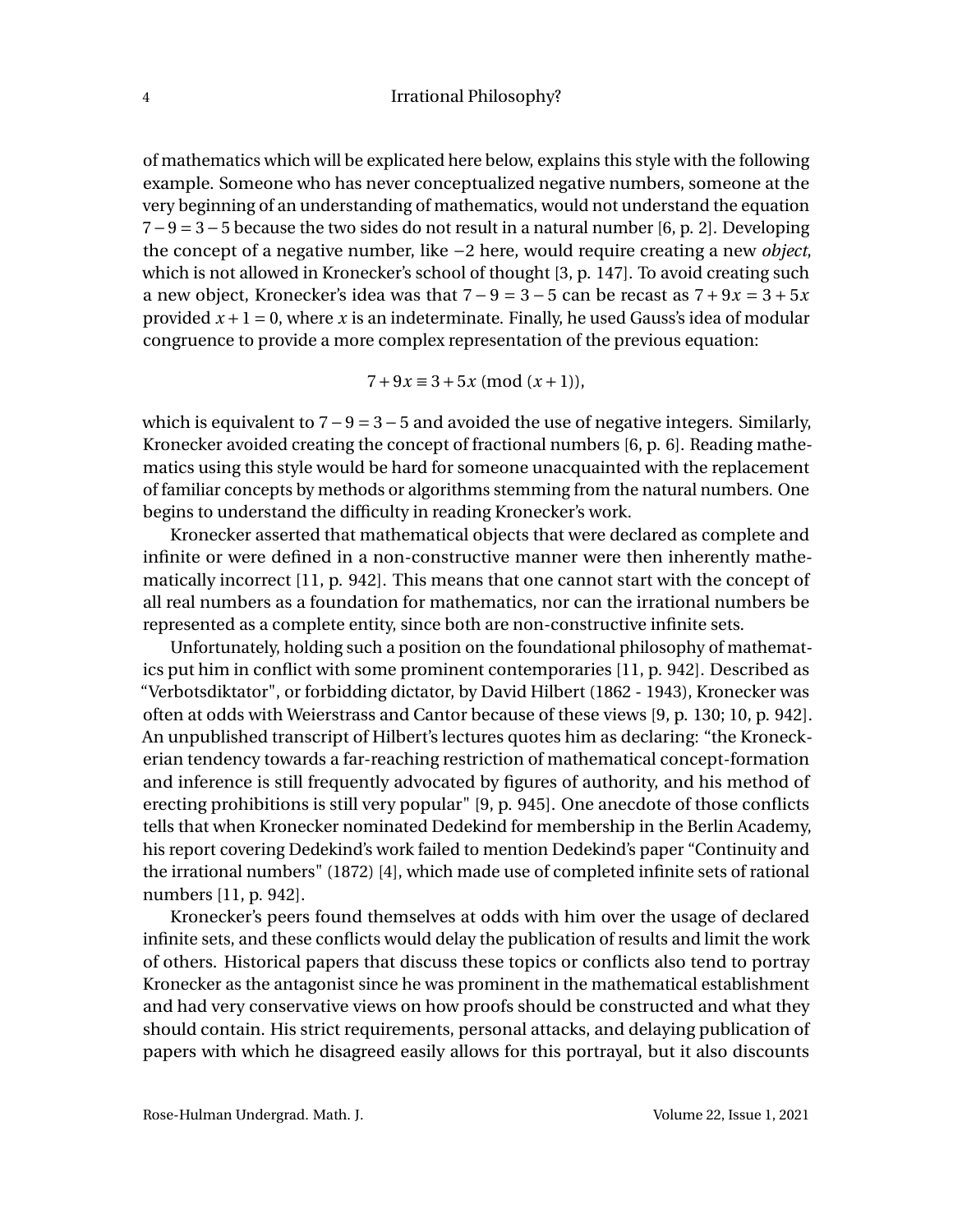of mathematics which will be explicated here below, explains this style with the following example. Someone who has never conceptualized negative numbers, someone at the very beginning of an understanding of mathematics, would not understand the equation $7-9=3-5$ because the two sides do not result in a natural number [6, p. 2]. Developing the concept of a negative number, like $-2$ here, would require creating a new *object*, which is not allowed in Kronecker's school of thought [3, p. 147]. To avoid creating such a new object, Kronecker's idea was that $7-9=3-5$ can be recast as $7+9x=3+5x$ provided $x+1=0$, where $x$ is an indeterminate. Finally, he used Gauss's idea of modular congruence to provide a more complex representation of the previous equation:

$$7+9x \equiv 3+5x \pmod{(x+1)},$$

which is equivalent to $7-9=3-5$ and avoided the use of negative integers. Similarly, Kronecker avoided creating the concept of fractional numbers [6, p. 6]. Reading mathematics using this style would be hard for someone unacquainted with the replacement of familiar concepts by methods or algorithms stemming from the natural numbers. One begins to understand the difficulty in reading Kronecker's work.

Kronecker asserted that mathematical objects that were declared as complete and infinite or were defined in a non-constructive manner were then inherently mathematically incorrect [11, p. 942]. This means that one cannot start with the concept of all real numbers as a foundation for mathematics, nor can the irrational numbers be represented as a complete entity, since both are non-constructive infinite sets.

Unfortunately, holding such a position on the foundational philosophy of mathematics put him in conflict with some prominent contemporaries [11, p. 942]. Described as "Verbotsdiktator", or forbidding dictator, by David Hilbert (1862 - 1943), Kronecker was often at odds with Weierstrass and Cantor because of these views [9, p. 130; 10, p. 942]. An unpublished transcript of Hilbert's lectures quotes him as declaring: "the Kroneckerian tendency towards a far-reaching restriction of mathematical concept-formation and inference is still frequently advocated by figures of authority, and his method of erecting prohibitions is still very popular" [9, p. 945]. One anecdote of those conflicts tells that when Kronecker nominated Dedekind for membership in the Berlin Academy, his report covering Dedekind's work failed to mention Dedekind's paper "Continuity and the irrational numbers" (1872) [4], which made use of completed infinite sets of rational numbers [11, p. 942].

Kronecker's peers found themselves at odds with him over the usage of declared infinite sets, and these conflicts would delay the publication of results and limit the work of others. Historical papers that discuss these topics or conflicts also tend to portray Kronecker as the antagonist since he was prominent in the mathematical establishment and had very conservative views on how proofs should be constructed and what they should contain. His strict requirements, personal attacks, and delaying publication of papers with which he disagreed easily allows for this portrayal, but it also discounts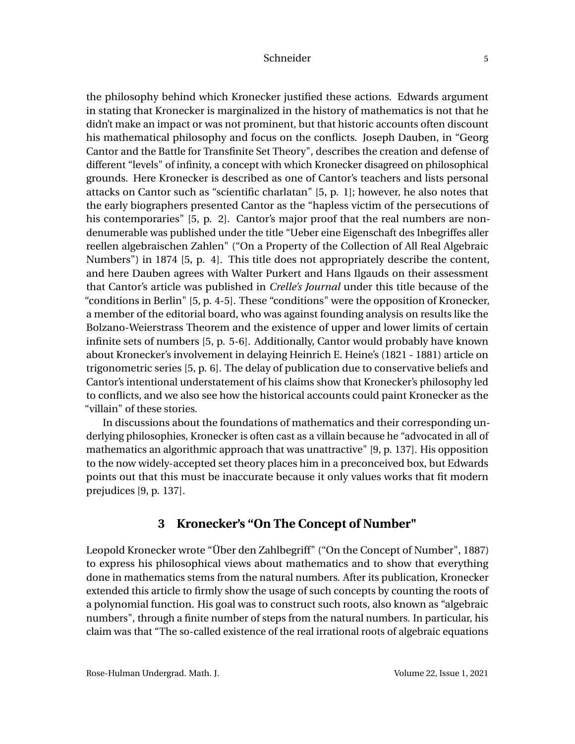the philosophy behind which Kronecker justified these actions. Edwards argument in stating that Kronecker is marginalized in the history of mathematics is not that he didn't make an impact or was not prominent, but that historic accounts often discount his mathematical philosophy and focus on the conflicts. Joseph Dauben, in "Georg Cantor and the Battle for Transfinite Set Theory", describes the creation and defense of different "levels" of infinity, a concept with which Kronecker disagreed on philosophical grounds. Here Kronecker is described as one of Cantor's teachers and lists personal attacks on Cantor such as "scientific charlatan" [5, p. 1]; however, he also notes that the early biographers presented Cantor as the "hapless victim of the persecutions of his contemporaries" [5, p. 2]. Cantor's major proof that the real numbers are non-denumerable was published under the title "Ueber eine Eigenschaft des Inbegriffes aller reellen algebraischen Zahlen" ("On a Property of the Collection of All Real Algebraic Numbers") in 1874 [5, p. 4]. This title does not appropriately describe the content, and here Dauben agrees with Walter Purkert and Hans Ilgauds on their assessment that Cantor's article was published in *Crelle's Journal* under this title because of the "conditions in Berlin" [5, p. 4-5]. These "conditions" were the opposition of Kronecker, a member of the editorial board, who was against founding analysis on results like the Bolzano-Weierstrass Theorem and the existence of upper and lower limits of certain infinite sets of numbers [5, p. 5-6]. Additionally, Cantor would probably have known about Kronecker's involvement in delaying Heinrich E. Heine's (1821 - 1881) article on trigonometric series [5, p. 6]. The delay of publication due to conservative beliefs and Cantor's intentional understatement of his claims show that Kronecker's philosophy led to conflicts, and we also see how the historical accounts could paint Kronecker as the "villain" of these stories.

In discussions about the foundations of mathematics and their corresponding underlying philosophies, Kronecker is often cast as a villain because he "advocated in all of mathematics an algorithmic approach that was unattractive" [9, p. 137]. His opposition to the now widely-accepted set theory places him in a preconceived box, but Edwards points out that this must be inaccurate because it only values works that fit modern prejudices [9, p. 137].

## 3 Kronecker's "On The Concept of Number"

Leopold Kronecker wrote "Über den Zahlbegriff" ("On the Concept of Number", 1887) to express his philosophical views about mathematics and to show that everything done in mathematics stems from the natural numbers. After its publication, Kronecker extended this article to firmly show the usage of such concepts by counting the roots of a polynomial function. His goal was to construct such roots, also known as "algebraic numbers", through a finite number of steps from the natural numbers. In particular, his claim was that "The so-called existence of the real irrational roots of algebraic equations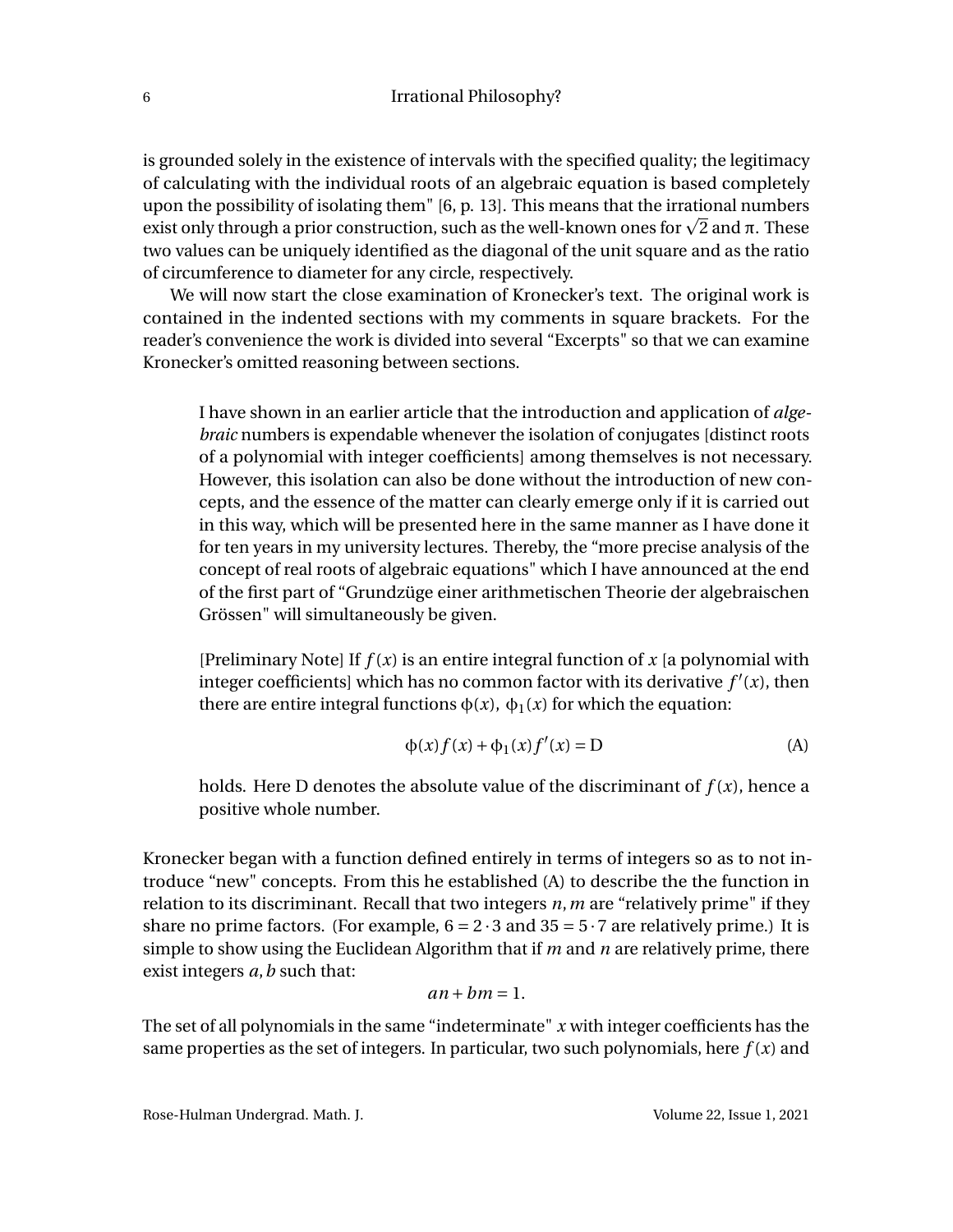is grounded solely in the existence of intervals with the specified quality; the legitimacy of calculating with the individual roots of an algebraic equation is based completely upon the possibility of isolating them" [6, p. 13]. This means that the irrational numbers exist only through a prior construction, such as the well-known ones for $\sqrt{2}$ and $\pi$. These two values can be uniquely identified as the diagonal of the unit square and as the ratio of circumference to diameter for any circle, respectively.

We will now start the close examination of Kronecker's text. The original work is contained in the indented sections with my comments in square brackets. For the reader's convenience the work is divided into several "Excerpts" so that we can examine Kronecker's omitted reasoning between sections.

> I have shown in an earlier article that the introduction and application of *algebraic* numbers is expendable whenever the isolation of conjugates [distinct roots of a polynomial with integer coefficients] among themselves is not necessary. However, this isolation can also be done without the introduction of new concepts, and the essence of the matter can clearly emerge only if it is carried out in this way, which will be presented here in the same manner as I have done it for ten years in my university lectures. Thereby, the "more precise analysis of the concept of real roots of algebraic equations" which I have announced at the end of the first part of "Grundzüge einer arithmetischen Theorie der algebraischen Grössen" will simultaneously be given.
>
> [Preliminary Note] If $f(x)$ is an entire integral function of $x$ [a polynomial with integer coefficients] which has no common factor with its derivative $f'(x)$, then there are entire integral functions $\phi(x)$, $\phi_1(x)$ for which the equation:
>
> $$\phi(x)f(x) + \phi_1(x)f'(x) = \mathrm{D} \tag{A}$$
>
> holds. Here D denotes the absolute value of the discriminant of $f(x)$, hence a positive whole number.

Kronecker began with a function defined entirely in terms of integers so as to not introduce "new" concepts. From this he established (A) to describe the the function in relation to its discriminant. Recall that two integers $n, m$ are "relatively prime" if they share no prime factors. (For example, $6 = 2\cdot 3$ and $35 = 5\cdot 7$ are relatively prime.) It is simple to show using the Euclidean Algorithm that if $m$ and $n$ are relatively prime, there exist integers $a, b$ such that:

$$an + bm = 1.$$

The set of all polynomials in the same "indeterminate" $x$ with integer coefficients has the same properties as the set of integers. In particular, two such polynomials, here $f(x)$ and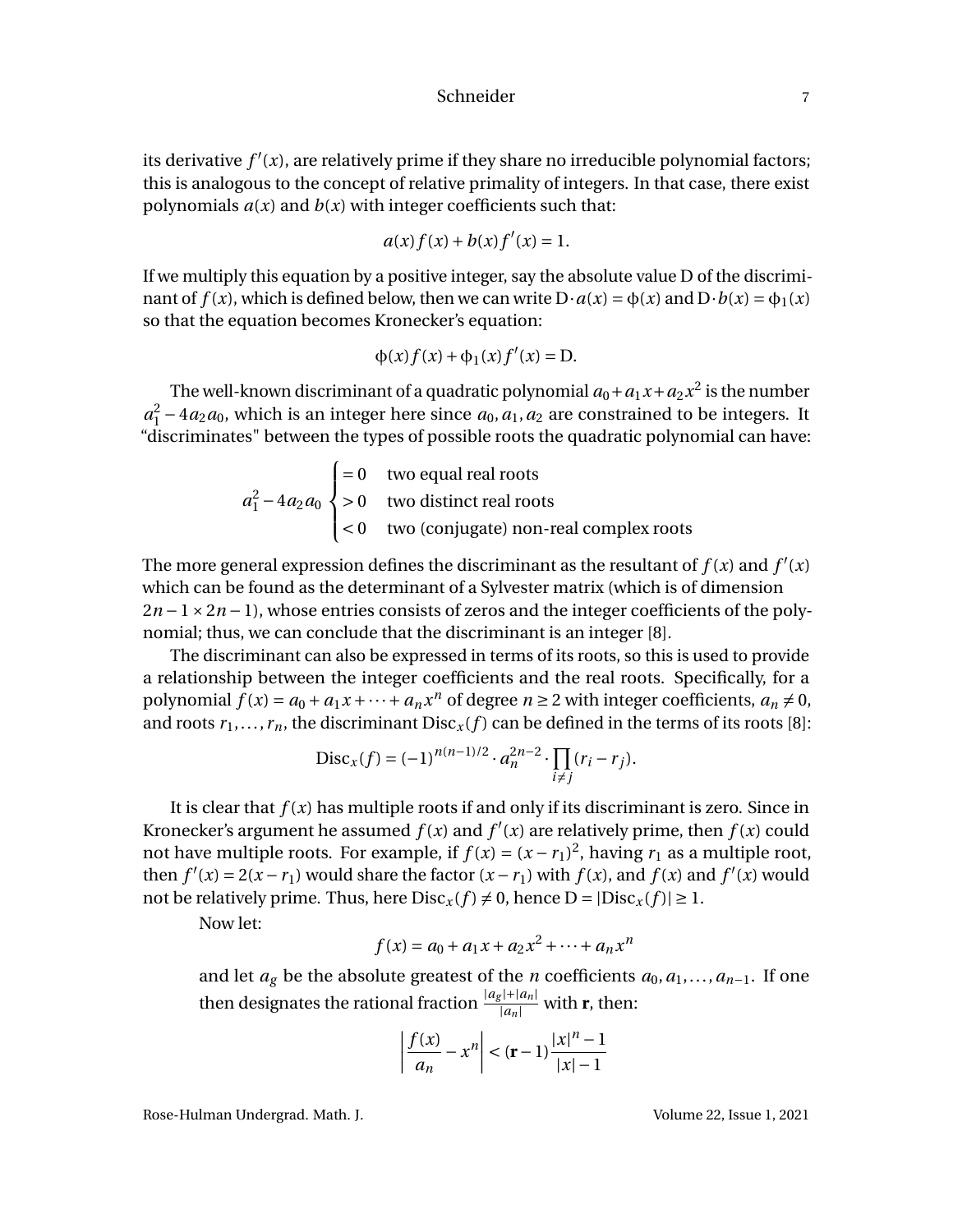its derivative $f'(x)$, are relatively prime if they share no irreducible polynomial factors; this is analogous to the concept of relative primality of integers. In that case, there exist polynomials $a(x)$ and $b(x)$ with integer coefficients such that:

$$a(x)f(x) + b(x)f'(x) = 1.$$

If we multiply this equation by a positive integer, say the absolute value D of the discriminant of $f(x)$, which is defined below, then we can write $\mathrm{D} \cdot a(x) = \phi(x)$ and $\mathrm{D} \cdot b(x) = \phi_1(x)$ so that the equation becomes Kronecker's equation:

$$\phi(x)f(x) + \phi_1(x)f'(x) = \mathrm{D}.$$

The well-known discriminant of a quadratic polynomial $a_0 + a_1x + a_2x^2$ is the number $a_1^2 - 4a_2a_0$, which is an integer here since $a_0, a_1, a_2$ are constrained to be integers. It "discriminates" between the types of possible roots the quadratic polynomial can have:

$$a_1^2 - 4a_2a_0 \begin{cases} = 0 & \text{two equal real roots} \\ > 0 & \text{two distinct real roots} \\ < 0 & \text{two (conjugate) non-real complex roots} \end{cases}$$

The more general expression defines the discriminant as the resultant of $f(x)$ and $f'(x)$ which can be found as the determinant of a Sylvester matrix (which is of dimension $2n-1 \times 2n-1$), whose entries consists of zeros and the integer coefficients of the polynomial; thus, we can conclude that the discriminant is an integer [8].

The discriminant can also be expressed in terms of its roots, so this is used to provide a relationship between the integer coefficients and the real roots. Specifically, for a polynomial $f(x) = a_0 + a_1x + \cdots + a_nx^n$ of degree $n \geq 2$ with integer coefficients, $a_n \neq 0$, and roots $r_1, \ldots, r_n$, the discriminant $\mathrm{Disc}_x(f)$ can be defined in the terms of its roots [8]:

$$\mathrm{Disc}_x(f) = (-1)^{n(n-1)/2} \cdot a_n^{2n-2} \cdot \prod_{i \neq j} (r_i - r_j).$$

It is clear that $f(x)$ has multiple roots if and only if its discriminant is zero. Since in Kronecker's argument he assumed $f(x)$ and $f'(x)$ are relatively prime, then $f(x)$ could not have multiple roots. For example, if $f(x) = (x - r_1)^2$, having $r_1$ as a multiple root, then $f'(x) = 2(x - r_1)$ would share the factor $(x - r_1)$ with $f(x)$, and $f(x)$ and $f'(x)$ would not be relatively prime. Thus, here $\mathrm{Disc}_x(f) \neq 0$, hence $\mathrm{D} = |\mathrm{Disc}_x(f)| \geq 1$.

Now let:

$$f(x) = a_0 + a_1x + a_2x^2 + \cdots + a_nx^n$$

and let $a_g$ be the absolute greatest of the $n$ coefficients $a_0, a_1, \ldots, a_{n-1}$. If one then designates the rational fraction $\frac{|a_g| + |a_n|}{|a_n|}$ with $\mathbf{r}$, then:

$$\left| \frac{f(x)}{a_n} - x^n \right| < (\mathbf{r} - 1) \frac{|x|^n - 1}{|x| - 1}$$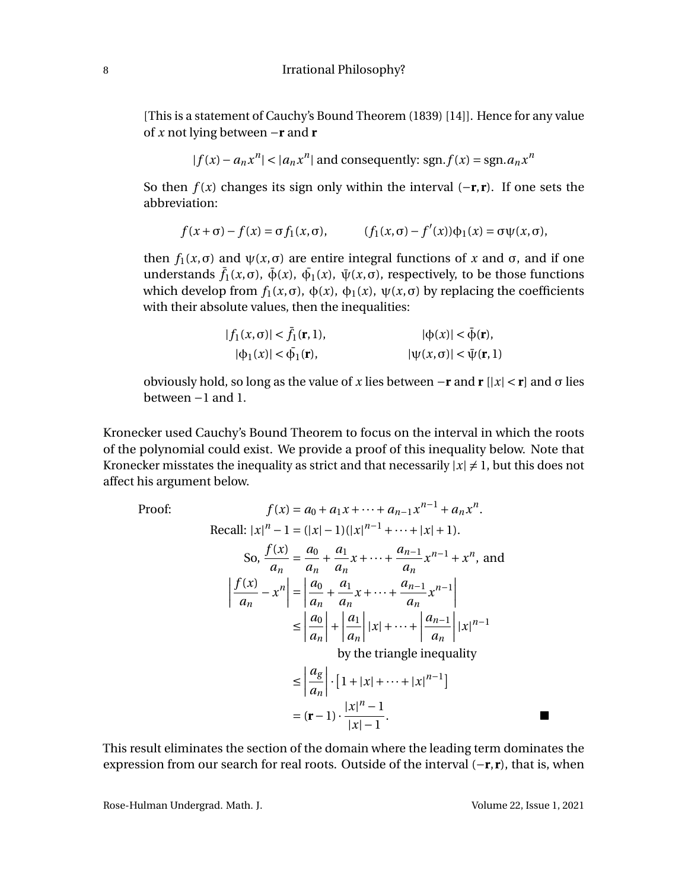[This is a statement of Cauchy's Bound Theorem (1839) [14]]. Hence for any value of $x$ not lying between $-\mathbf{r}$ and $\mathbf{r}$

$$|f(x) - a_n x^n| < |a_n x^n| \text{ and consequently: sgn.} f(x) = \text{sgn.} a_n x^n$$

So then $f(x)$ changes its sign only within the interval $(-\mathbf{r}, \mathbf{r})$. If one sets the abbreviation:

$$f(x+\sigma) - f(x) = \sigma f_1(x,\sigma), \qquad (f_1(x,\sigma) - f'(x))\phi_1(x) = \sigma\psi(x,\sigma),$$

then $f_1(x,\sigma)$ and $\psi(x,\sigma)$ are entire integral functions of $x$ and $\sigma$, and if one understands $\bar{f}_1(x,\sigma)$, $\bar{\phi}(x)$, $\bar{\phi_1}(x)$, $\bar{\psi}(x,\sigma)$, respectively, to be those functions which develop from $f_1(x,\sigma)$, $\phi(x)$, $\phi_1(x)$, $\psi(x,\sigma)$ by replacing the coefficients with their absolute values, then the inequalities:

$$|f_1(x,\sigma)| < \bar{f}_1(\mathbf{r}, 1), \qquad |\phi(x)| < \bar{\phi}(\mathbf{r}),$$
$$|\phi_1(x)| < \bar{\phi_1}(\mathbf{r}), \qquad |\psi(x,\sigma)| < \bar{\psi}(\mathbf{r}, 1)$$

obviously hold, so long as the value of $x$ lies between $-\mathbf{r}$ and $\mathbf{r}$ [$|x| < \mathbf{r}$] and $\sigma$ lies between $-1$ and 1.

Kronecker used Cauchy's Bound Theorem to focus on the interval in which the roots of the polynomial could exist. We provide a proof of this inequality below. Note that Kronecker misstates the inequality as strict and that necessarily $|x| \neq 1$, but this does not affect his argument below.

Proof:

$$f(x) = a_0 + a_1 x + \cdots + a_{n-1}x^{n-1} + a_n x^n.$$

Recall: $|x|^n - 1 = (|x|-1)(|x|^{n-1} + \cdots + |x| + 1)$.

$$\text{So, } \frac{f(x)}{a_n} = \frac{a_0}{a_n} + \frac{a_1}{a_n}x + \cdots + \frac{a_{n-1}}{a_n}x^{n-1} + x^n, \text{ and}$$

$$\begin{aligned}
\left|\frac{f(x)}{a_n} - x^n\right| &= \left|\frac{a_0}{a_n} + \frac{a_1}{a_n}x + \cdots + \frac{a_{n-1}}{a_n}x^{n-1}\right| \\
&\leq \left|\frac{a_0}{a_n}\right| + \left|\frac{a_1}{a_n}\right||x| + \cdots + \left|\frac{a_{n-1}}{a_n}\right||x|^{n-1} \\
&\qquad \text{by the triangle inequality} \\
&\leq \left|\frac{a_g}{a_n}\right| \cdot \left[1 + |x| + \cdots + |x|^{n-1}\right] \\
&= (\mathbf{r} - 1) \cdot \frac{|x|^n - 1}{|x| - 1}.
\end{aligned}$$

■

This result eliminates the section of the domain where the leading term dominates the expression from our search for real roots. Outside of the interval $(-\mathbf{r}, \mathbf{r})$, that is, when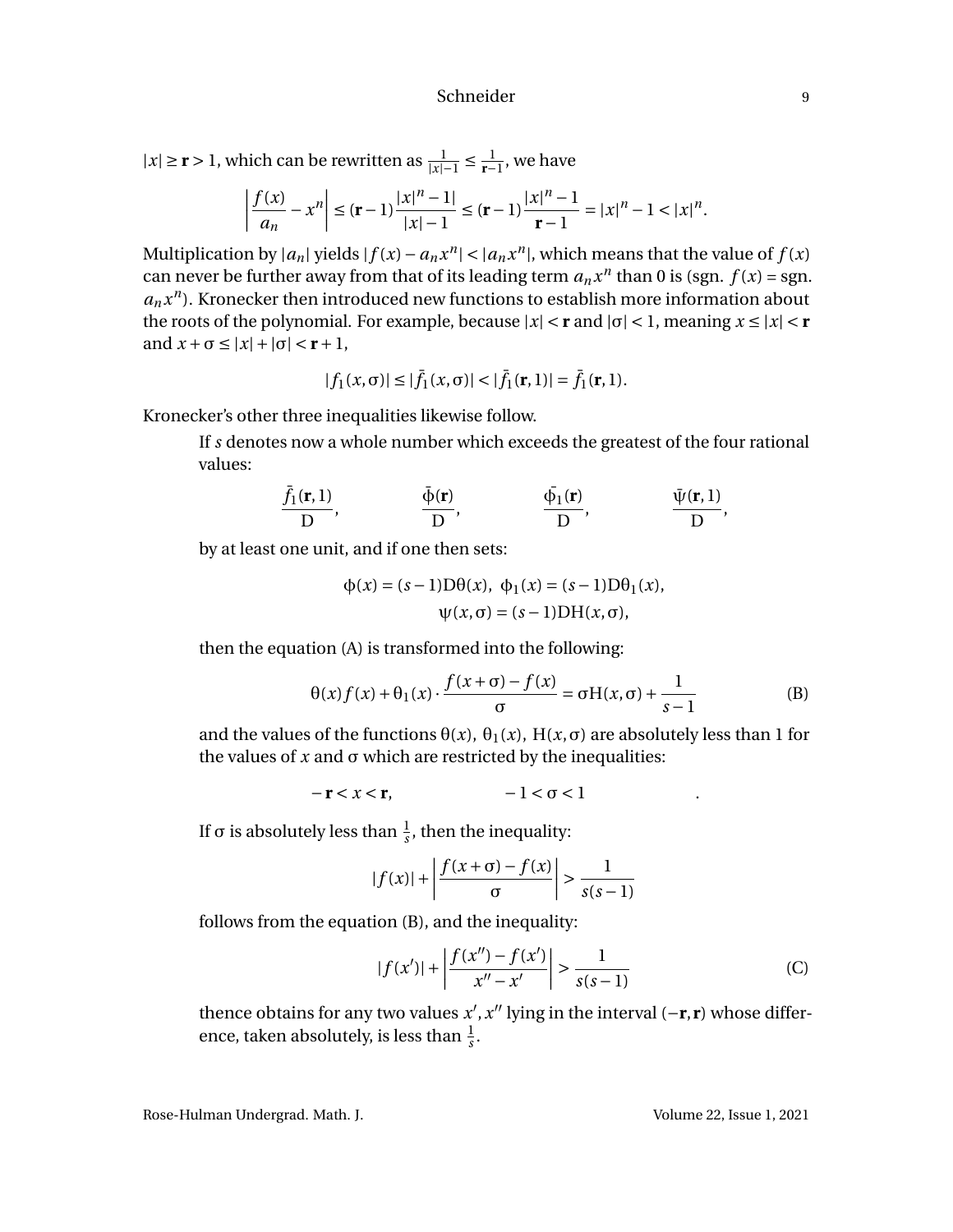$|x| \geq \mathbf{r} > 1$, which can be rewritten as $\frac{1}{|x|-1} \leq \frac{1}{\mathbf{r}-1}$, we have

$$\left|\frac{f(x)}{a_n} - x^n\right| \leq (\mathbf{r}-1)\frac{|x|^n - 1|}{|x|-1} \leq (\mathbf{r}-1)\frac{|x|^n - 1}{\mathbf{r}-1} = |x|^n - 1 < |x|^n.$$

Multiplication by $|a_n|$ yields $|f(x) - a_n x^n| < |a_n x^n|$, which means that the value of $f(x)$ can never be further away from that of its leading term $a_n x^n$ than 0 is (sgn. $f(x)$ = sgn. $a_n x^n$). Kronecker then introduced new functions to establish more information about the roots of the polynomial. For example, because $|x| < \mathbf{r}$ and $|\sigma| < 1$, meaning $x \leq |x| < \mathbf{r}$ and $x + \sigma \leq |x| + |\sigma| < \mathbf{r} + 1$,

$$|f_1(x,\sigma)| \leq |\bar{f}_1(x,\sigma)| < |\bar{f}_1(\mathbf{r},1)| = \bar{f}_1(\mathbf{r},1).$$

Kronecker's other three inequalities likewise follow.

> If $s$ denotes now a whole number which exceeds the greatest of the four rational values:
>
> $$\frac{\bar{f}_1(\mathbf{r},1)}{\mathrm{D}}, \qquad \frac{\bar{\phi}(\mathbf{r})}{\mathrm{D}}, \qquad \frac{\bar{\phi}_1(\mathbf{r})}{\mathrm{D}}, \qquad \frac{\bar{\psi}(\mathbf{r},1)}{\mathrm{D}},$$
>
> by at least one unit, and if one then sets:
>
> $$\phi(x) = (s-1)\mathrm{D}\theta(x), \ \phi_1(x) = (s-1)\mathrm{D}\theta_1(x),$$
> $$\psi(x,\sigma) = (s-1)\mathrm{D}\mathrm{H}(x,\sigma),$$
>
> then the equation (A) is transformed into the following:
>
> $$\theta(x)f(x) + \theta_1(x)\cdot\frac{f(x+\sigma)-f(x)}{\sigma} = \sigma\mathrm{H}(x,\sigma) + \frac{1}{s-1} \tag{B}$$
>
> and the values of the functions $\theta(x)$, $\theta_1(x)$, $\mathrm{H}(x,\sigma)$ are absolutely less than 1 for the values of $x$ and $\sigma$ which are restricted by the inequalities:
>
> $$-\mathbf{r} < x < \mathbf{r}, \qquad -1 < \sigma < 1 \qquad .$$
>
> If $\sigma$ is absolutely less than $\frac{1}{s}$, then the inequality:
>
> $$|f(x)| + \left|\frac{f(x+\sigma)-f(x)}{\sigma}\right| > \frac{1}{s(s-1)}$$
>
> follows from the equation (B), and the inequality:
>
> $$|f(x')| + \left|\frac{f(x'')-f(x')}{x''-x'}\right| > \frac{1}{s(s-1)} \tag{C}$$
>
> thence obtains for any two values $x', x''$ lying in the interval $(-\mathbf{r},\mathbf{r})$ whose difference, taken absolutely, is less than $\frac{1}{s}$.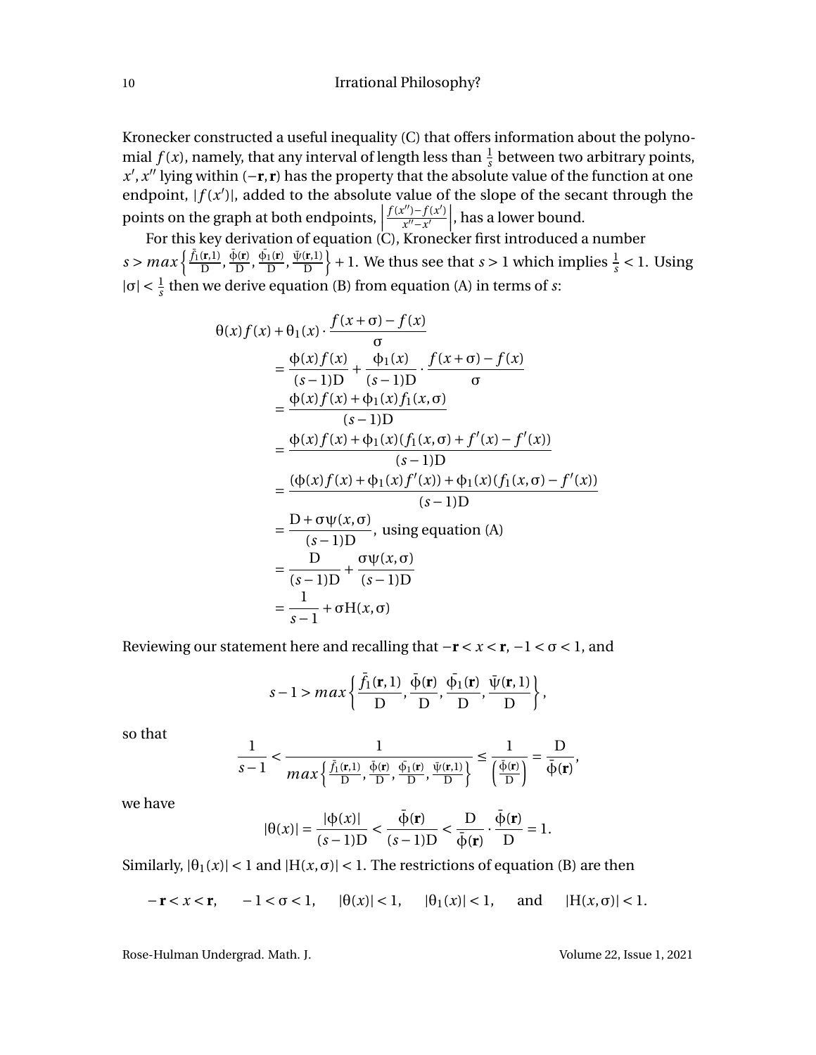Kronecker constructed a useful inequality (C) that offers information about the polynomial $f(x)$, namely, that any interval of length less than $\frac{1}{s}$ between two arbitrary points, $x', x''$ lying within $(-\mathbf{r}, \mathbf{r})$ has the property that the absolute value of the function at one endpoint, $|f(x')|$, added to the absolute value of the slope of the secant through the points on the graph at both endpoints, $\left|\frac{f(x'')-f(x')}{x''-x'}\right|$, has a lower bound.

For this key derivation of equation (C), Kronecker first introduced a number $s > max\left\{\frac{\bar{f}_1(\mathbf{r},1)}{\mathrm{D}}, \frac{\bar{\phi}(\mathbf{r})}{\mathrm{D}}, \frac{\bar{\phi_1}(\mathbf{r})}{\mathrm{D}}, \frac{\bar{\psi}(\mathbf{r},1)}{\mathrm{D}}\right\} + 1$. We thus see that $s > 1$ which implies $\frac{1}{s} < 1$. Using $|\sigma| < \frac{1}{s}$ then we derive equation (B) from equation (A) in terms of $s$:

$$
\begin{aligned}
\theta(x) f(x) + \theta_1(x) \cdot \frac{f(x+\sigma) - f(x)}{\sigma} \\
&= \frac{\phi(x) f(x)}{(s-1)\mathrm{D}} + \frac{\phi_1(x)}{(s-1)\mathrm{D}} \cdot \frac{f(x+\sigma) - f(x)}{\sigma} \\
&= \frac{\phi(x) f(x) + \phi_1(x) f_1(x,\sigma)}{(s-1)\mathrm{D}} \\
&= \frac{\phi(x) f(x) + \phi_1(x)(f_1(x,\sigma) + f'(x) - f'(x))}{(s-1)\mathrm{D}} \\
&= \frac{(\phi(x) f(x) + \phi_1(x) f'(x)) + \phi_1(x)(f_1(x,\sigma) - f'(x))}{(s-1)\mathrm{D}} \\
&= \frac{\mathrm{D} + \sigma\psi(x,\sigma)}{(s-1)\mathrm{D}}, \text{ using equation (A)} \\
&= \frac{\mathrm{D}}{(s-1)\mathrm{D}} + \frac{\sigma\psi(x,\sigma)}{(s-1)\mathrm{D}} \\
&= \frac{1}{s-1} + \sigma \mathrm{H}(x,\sigma)
\end{aligned}
$$

Reviewing our statement here and recalling that $-\mathbf{r} < x < \mathbf{r}$, $-1 < \sigma < 1$, and

$$
s - 1 > max\left\{\frac{\bar{f}_1(\mathbf{r},1)}{\mathrm{D}}, \frac{\bar{\phi}(\mathbf{r})}{\mathrm{D}}, \frac{\bar{\phi_1}(\mathbf{r})}{\mathrm{D}}, \frac{\bar{\psi}(\mathbf{r},1)}{\mathrm{D}}\right\},
$$

so that

$$
\frac{1}{s-1} < \frac{1}{max\left\{\frac{\bar{f}_1(\mathbf{r},1)}{\mathrm{D}}, \frac{\bar{\phi}(\mathbf{r})}{\mathrm{D}}, \frac{\bar{\phi_1}(\mathbf{r})}{\mathrm{D}}, \frac{\bar{\psi}(\mathbf{r},1)}{\mathrm{D}}\right\}} \leq \frac{1}{\left(\frac{\bar{\phi}(\mathbf{r})}{\mathrm{D}}\right)} = \frac{\mathrm{D}}{\bar{\phi}(\mathbf{r})},
$$

we have

$$
|\theta(x)| = \frac{|\phi(x)|}{(s-1)\mathrm{D}} < \frac{\bar{\phi}(\mathbf{r})}{(s-1)\mathrm{D}} < \frac{\mathrm{D}}{\bar{\phi}(\mathbf{r})} \cdot \frac{\bar{\phi}(\mathbf{r})}{\mathrm{D}} = 1.
$$

Similarly, $|\theta_1(x)| < 1$ and $|\mathrm{H}(x,\sigma)| < 1$. The restrictions of equation (B) are then

$$
-\mathbf{r} < x < \mathbf{r}, \quad -1 < \sigma < 1, \quad |\theta(x)| < 1, \quad |\theta_1(x)| < 1, \quad \text{and} \quad |\mathrm{H}(x,\sigma)| < 1.
$$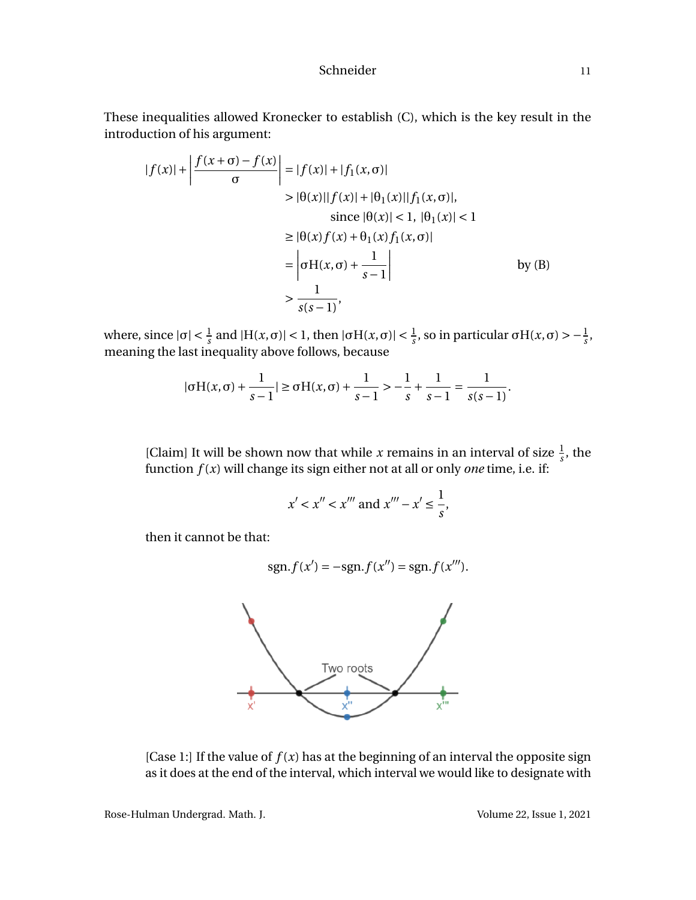These inequalities allowed Kronecker to establish (C), which is the key result in the introduction of his argument:

$$
\begin{aligned}
|f(x)| + \left|\frac{f(x+\sigma)-f(x)}{\sigma}\right| &= |f(x)| + |f_1(x,\sigma)| \\
&> |\theta(x)||f(x)| + |\theta_1(x)||f_1(x,\sigma)|, \\
&\qquad \text{since } |\theta(x)| < 1,\ |\theta_1(x)| < 1 \\
&\geq |\theta(x) f(x) + \theta_1(x) f_1(x,\sigma)| \\
&= \left|\sigma \mathrm{H}(x,\sigma) + \frac{1}{s-1}\right| \qquad\qquad \text{by (B)} \\
&> \frac{1}{s(s-1)},
\end{aligned}
$$

where, since $|\sigma| < \frac{1}{s}$ and $|\mathrm{H}(x,\sigma)| < 1$, then $|\sigma\mathrm{H}(x,\sigma)| < \frac{1}{s}$, so in particular $\sigma\mathrm{H}(x,\sigma) > -\frac{1}{s}$, meaning the last inequality above follows, because

$$
|\sigma\mathrm{H}(x,\sigma) + \frac{1}{s-1}| \geq \sigma\mathrm{H}(x,\sigma) + \frac{1}{s-1} > -\frac{1}{s} + \frac{1}{s-1} = \frac{1}{s(s-1)}.
$$

[Claim] It will be shown now that while $x$ remains in an interval of size $\frac{1}{s}$, the function $f(x)$ will change its sign either not at all or only *one* time, i.e. if:

$$
x' < x'' < x''' \text{ and } x''' - x' \leq \frac{1}{s},
$$

then it cannot be that:

$$
\text{sgn.} f(x') = -\text{sgn.} f(x'') = \text{sgn.} f(x''').
$$

Two roots

[Case 1:] If the value of $f(x)$ has at the beginning of an interval the opposite sign as it does at the end of the interval, which interval we would like to designate with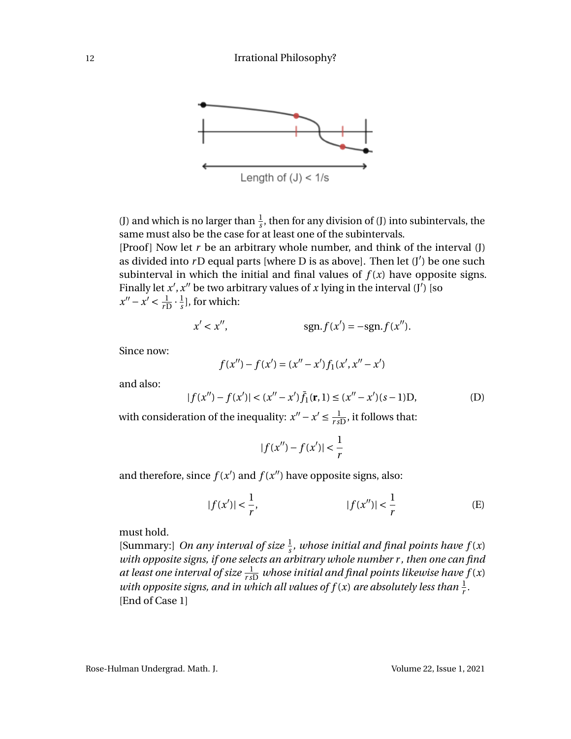Length of (J) < 1/s

(J) and which is no larger than $\frac{1}{s}$, then for any division of (J) into subintervals, the same must also be the case for at least one of the subintervals.

[Proof] Now let $r$ be an arbitrary whole number, and think of the interval (J) as divided into $r\mathrm{D}$ equal parts [where D is as above]. Then let (J$'$) be one such subinterval in which the initial and final values of $f(x)$ have opposite signs. Finally let $x', x''$ be two arbitrary values of $x$ lying in the interval (J$'$) [so $x'' - x' < \frac{1}{r\mathrm{D}} \cdot \frac{1}{s}$], for which:

$$x' < x'', \qquad \qquad \operatorname{sgn.} f(x') = -\operatorname{sgn.} f(x'').$$

Since now:

$$f(x'') - f(x') = (x'' - x') f_1(x', x'' - x')$$

and also:

$$|f(x'') - f(x')| < (x'' - x')\bar{f}_1(\mathbf{r}, 1) \le (x'' - x')(s-1)\mathrm{D}, \tag{D}$$

with consideration of the inequality: $x'' - x' \le \frac{1}{rs\mathrm{D}}$, it follows that:

$$|f(x'') - f(x')| < \frac{1}{r}$$

and therefore, since $f(x')$ and $f(x'')$ have opposite signs, also:

$$|f(x')| < \frac{1}{r}, \qquad \qquad |f(x'')| < \frac{1}{r} \tag{E}$$

must hold.

[Summary:] *On any interval of size $\frac{1}{s}$, whose initial and final points have $f(x)$ with opposite signs, if one selects an arbitrary whole number $r$, then one can find at least one interval of size $\frac{1}{rs\mathrm{D}}$ whose initial and final points likewise have $f(x)$ with opposite signs, and in which all values of $f(x)$ are absolutely less than $\frac{1}{r}$.*

[End of Case 1]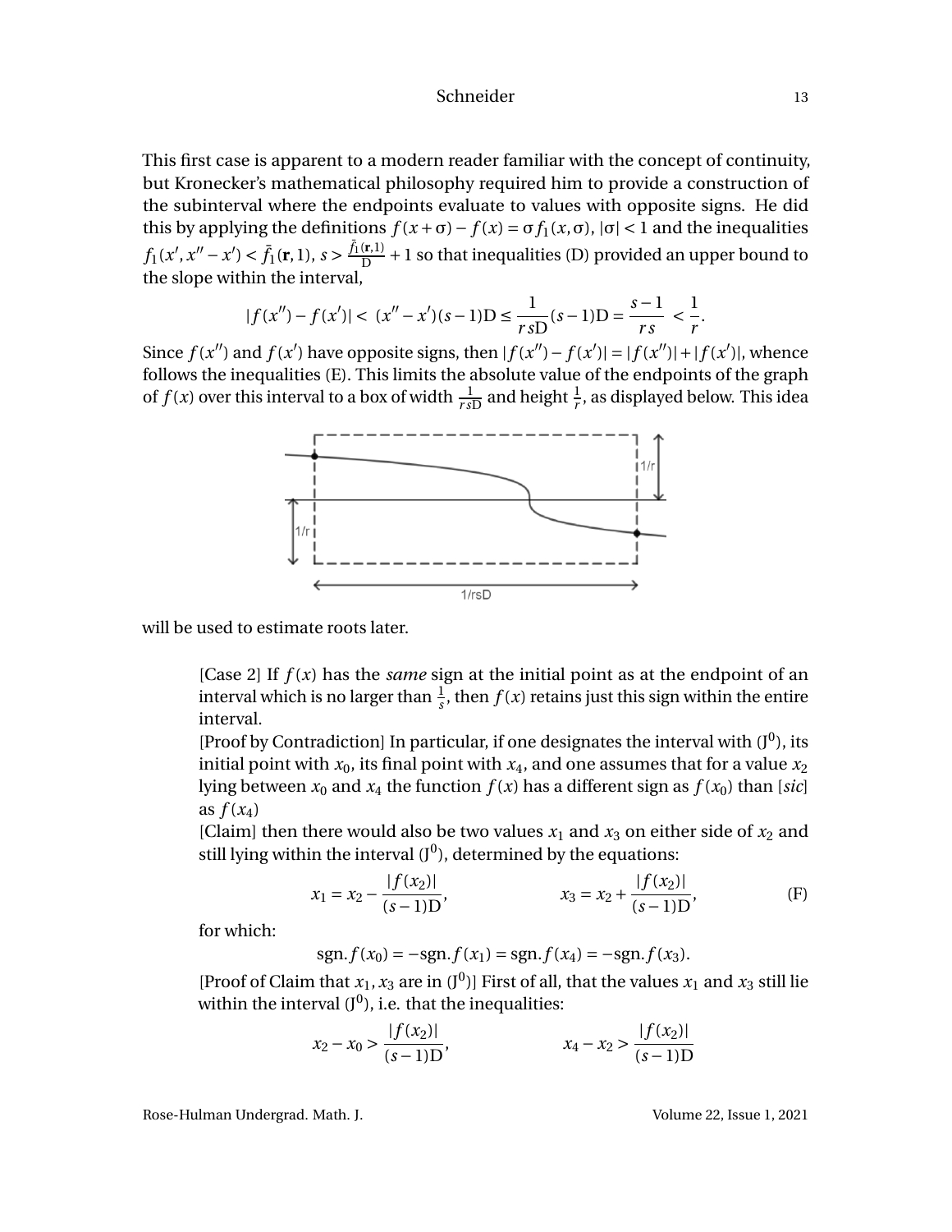This first case is apparent to a modern reader familiar with the concept of continuity, but Kronecker's mathematical philosophy required him to provide a construction of the subinterval where the endpoints evaluate to values with opposite signs. He did this by applying the definitions $f(x+\sigma) - f(x) = \sigma f_1(x,\sigma)$, $|\sigma| < 1$ and the inequalities $f_1(x', x'' - x') < \bar{f}_1(\mathbf{r}, 1)$, $s > \frac{\bar{f}_1(\mathbf{r},1)}{\mathrm{D}} + 1$ so that inequalities (D) provided an upper bound to the slope within the interval,

$$|f(x'') - f(x')| < (x'' - x')(s-1)\mathrm{D} \leq \frac{1}{rs\mathrm{D}}(s-1)\mathrm{D} = \frac{s-1}{rs} < \frac{1}{r}.$$

Since $f(x'')$ and $f(x')$ have opposite signs, then $|f(x'') - f(x')| = |f(x'')| + |f(x')|$, whence follows the inequalities (E). This limits the absolute value of the endpoints of the graph of $f(x)$ over this interval to a box of width $\frac{1}{rs\mathrm{D}}$ and height $\frac{1}{r}$, as displayed below. This idea will be used to estimate roots later.

> [Case 2] If $f(x)$ has the *same* sign at the initial point as at the endpoint of an interval which is no larger than $\frac{1}{s}$, then $f(x)$ retains just this sign within the entire interval.
>
> [Proof by Contradiction] In particular, if one designates the interval with $(\mathrm{J}^0)$, its initial point with $x_0$, its final point with $x_4$, and one assumes that for a value $x_2$ lying between $x_0$ and $x_4$ the function $f(x)$ has a different sign as $f(x_0)$ than [*sic*] as $f(x_4)$
>
> [Claim] then there would also be two values $x_1$ and $x_3$ on either side of $x_2$ and still lying within the interval $(\mathrm{J}^0)$, determined by the equations:
>
> $$x_1 = x_2 - \frac{|f(x_2)|}{(s-1)\mathrm{D}}, \qquad x_3 = x_2 + \frac{|f(x_2)|}{(s-1)\mathrm{D}}, \tag{F}$$
>
> for which:
>
> $$\mathrm{sgn.} f(x_0) = -\mathrm{sgn.} f(x_1) = \mathrm{sgn.} f(x_4) = -\mathrm{sgn.} f(x_3).$$
>
> [Proof of Claim that $x_1, x_3$ are in $(\mathrm{J}^0)$] First of all, that the values $x_1$ and $x_3$ still lie within the interval $(\mathrm{J}^0)$, i.e. that the inequalities:
>
> $$x_2 - x_0 > \frac{|f(x_2)|}{(s-1)\mathrm{D}}, \qquad x_4 - x_2 > \frac{|f(x_2)|}{(s-1)\mathrm{D}}$$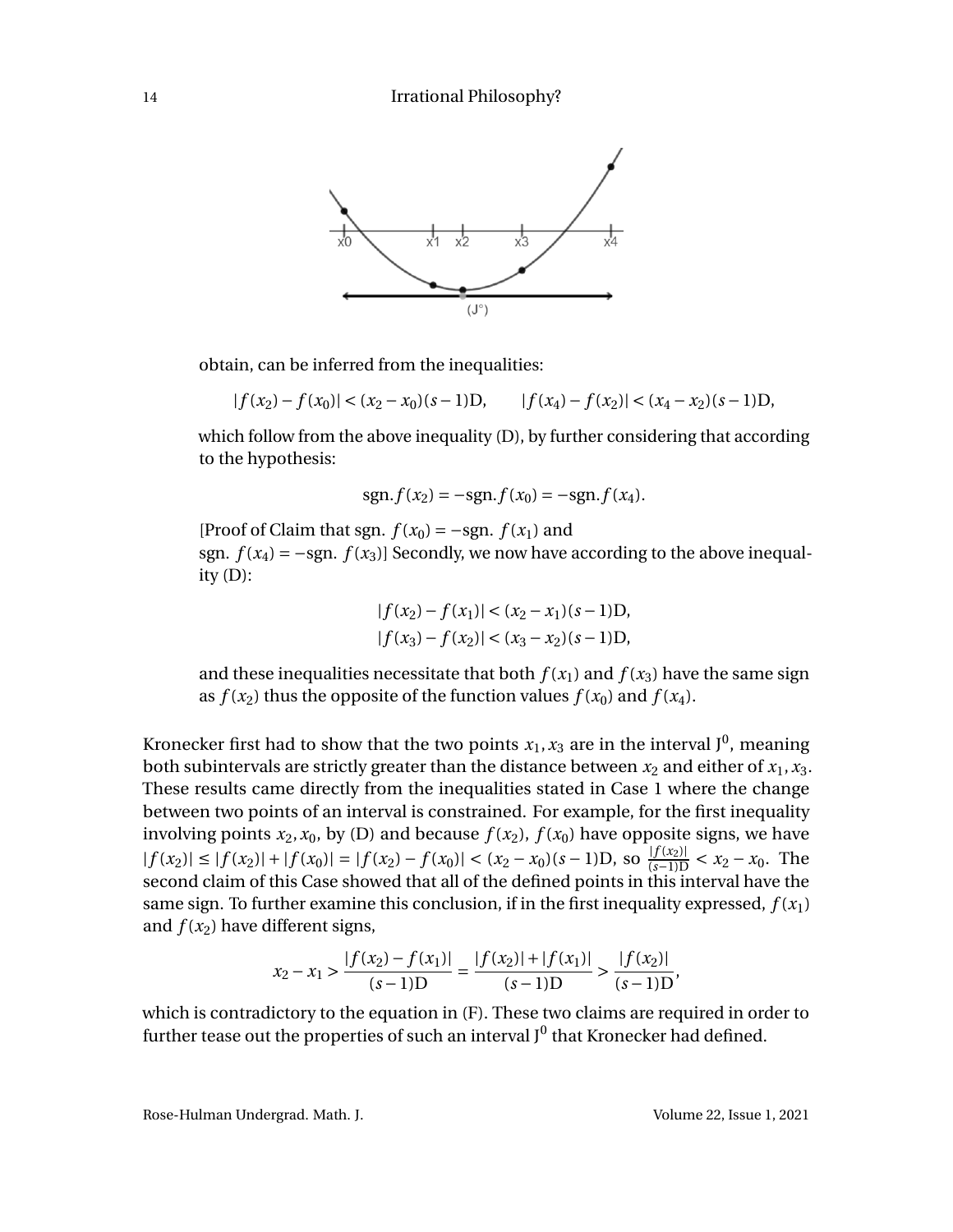obtain, can be inferred from the inequalities:

$$|f(x_2) - f(x_0)| < (x_2 - x_0)(s-1)\mathrm{D}, \qquad |f(x_4) - f(x_2)| < (x_4 - x_2)(s-1)\mathrm{D},$$

which follow from the above inequality (D), by further considering that according to the hypothesis:

$$\mathrm{sgn}.f(x_2) = -\mathrm{sgn}.f(x_0) = -\mathrm{sgn}.f(x_4).$$

[Proof of Claim that sgn. $f(x_0) = -$sgn. $f(x_1)$ and sgn. $f(x_4) = -$sgn. $f(x_3)$] Secondly, we now have according to the above inequality (D):

$$|f(x_2) - f(x_1)| < (x_2 - x_1)(s-1)\mathrm{D},$$
$$|f(x_3) - f(x_2)| < (x_3 - x_2)(s-1)\mathrm{D},$$

and these inequalities necessitate that both $f(x_1)$ and $f(x_3)$ have the same sign as $f(x_2)$ thus the opposite of the function values $f(x_0)$ and $f(x_4)$.

Kronecker first had to show that the two points $x_1, x_3$ are in the interval $\mathrm{J}^0$, meaning both subintervals are strictly greater than the distance between $x_2$ and either of $x_1, x_3$. These results came directly from the inequalities stated in Case 1 where the change between two points of an interval is constrained. For example, for the first inequality involving points $x_2, x_0$, by (D) and because $f(x_2)$, $f(x_0)$ have opposite signs, we have $|f(x_2)| \leq |f(x_2)| + |f(x_0)| = |f(x_2) - f(x_0)| < (x_2 - x_0)(s-1)\mathrm{D}$, so $\frac{|f(x_2)|}{(s-1)\mathrm{D}} < x_2 - x_0$. The second claim of this Case showed that all of the defined points in this interval have the same sign. To further examine this conclusion, if in the first inequality expressed, $f(x_1)$ and $f(x_2)$ have different signs,

$$x_2 - x_1 > \frac{|f(x_2) - f(x_1)|}{(s-1)\mathrm{D}} = \frac{|f(x_2)| + |f(x_1)|}{(s-1)\mathrm{D}} > \frac{|f(x_2)|}{(s-1)\mathrm{D}},$$

which is contradictory to the equation in (F). These two claims are required in order to further tease out the properties of such an interval $\mathrm{J}^0$ that Kronecker had defined.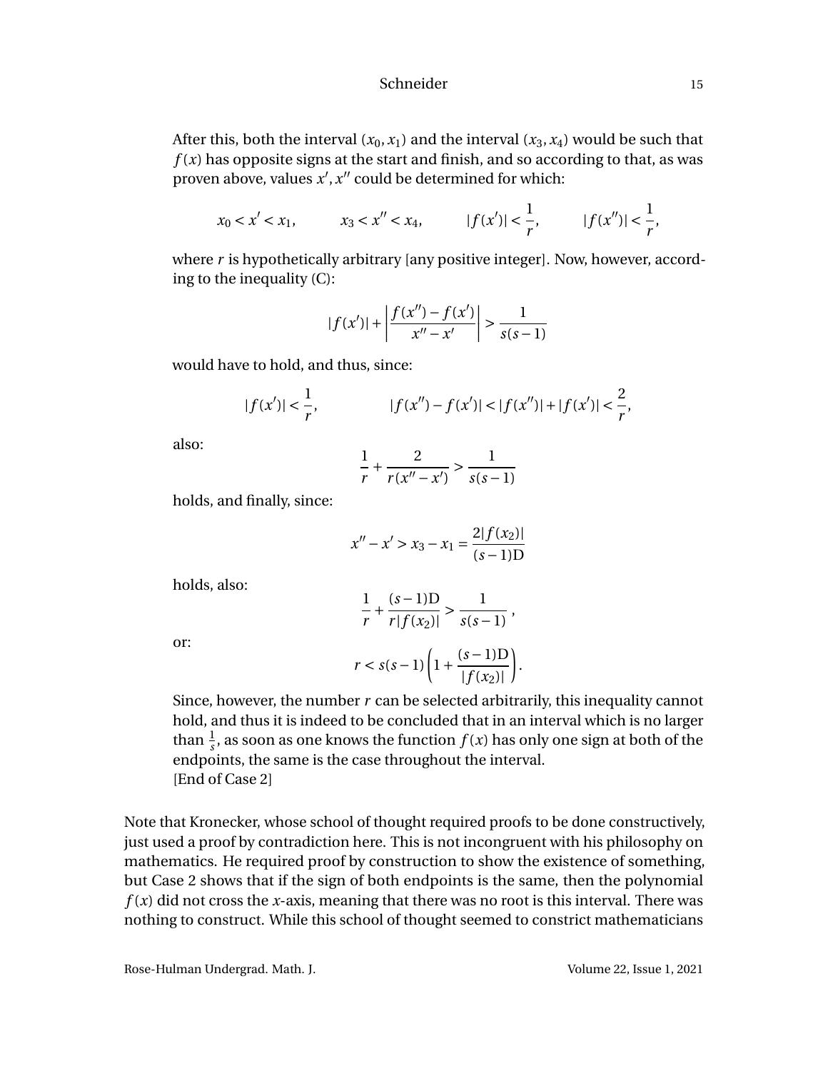After this, both the interval $(x_0, x_1)$ and the interval $(x_3, x_4)$ would be such that $f(x)$ has opposite signs at the start and finish, and so according to that, as was proven above, values $x', x''$ could be determined for which:

$$x_0 < x' < x_1, \qquad x_3 < x'' < x_4, \qquad |f(x')| < \frac{1}{r}, \qquad |f(x'')| < \frac{1}{r},$$

where $r$ is hypothetically arbitrary [any positive integer]. Now, however, according to the inequality (C):

$$|f(x')| + \left| \frac{f(x'') - f(x')}{x'' - x'} \right| > \frac{1}{s(s-1)}$$

would have to hold, and thus, since:

$$|f(x')| < \frac{1}{r}, \qquad |f(x'') - f(x')| < |f(x'')| + |f(x')| < \frac{2}{r},$$

also:

$$\frac{1}{r} + \frac{2}{r(x'' - x')} > \frac{1}{s(s-1)}$$

holds, and finally, since:

$$x'' - x' > x_3 - x_1 = \frac{2|f(x_2)|}{(s-1)\mathrm{D}}$$

holds, also:

$$\frac{1}{r} + \frac{(s-1)\mathrm{D}}{r|f(x_2)|} > \frac{1}{s(s-1)}\ ,$$

or:

$$r < s(s-1)\left(1 + \frac{(s-1)\mathrm{D}}{|f(x_2)|}\right).$$

Since, however, the number $r$ can be selected arbitrarily, this inequality cannot hold, and thus it is indeed to be concluded that in an interval which is no larger than $\frac{1}{s}$, as soon as one knows the function $f(x)$ has only one sign at both of the endpoints, the same is the case throughout the interval.
[End of Case 2]

Note that Kronecker, whose school of thought required proofs to be done constructively, just used a proof by contradiction here. This is not incongruent with his philosophy on mathematics. He required proof by construction to show the existence of something, but Case 2 shows that if the sign of both endpoints is the same, then the polynomial $f(x)$ did not cross the $x$-axis, meaning that there was no root is this interval. There was nothing to construct. While this school of thought seemed to constrict mathematicians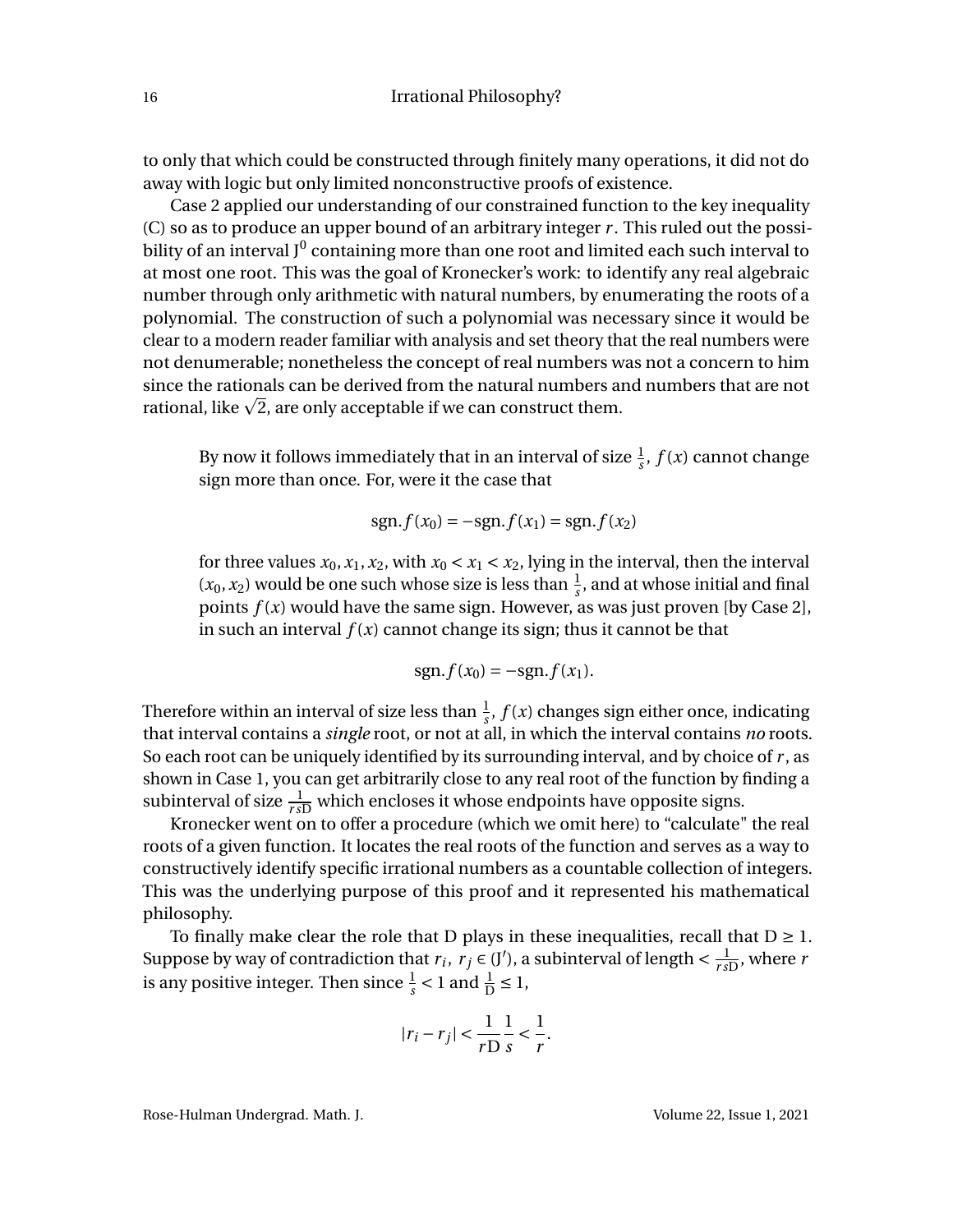to only that which could be constructed through finitely many operations, it did not do away with logic but only limited nonconstructive proofs of existence.

Case 2 applied our understanding of our constrained function to the key inequality (C) so as to produce an upper bound of an arbitrary integer $r$. This ruled out the possibility of an interval $J^0$ containing more than one root and limited each such interval to at most one root. This was the goal of Kronecker's work: to identify any real algebraic number through only arithmetic with natural numbers, by enumerating the roots of a polynomial. The construction of such a polynomial was necessary since it would be clear to a modern reader familiar with analysis and set theory that the real numbers were not denumerable; nonetheless the concept of real numbers was not a concern to him since the rationals can be derived from the natural numbers and numbers that are not rational, like $\sqrt{2}$, are only acceptable if we can construct them.

> By now it follows immediately that in an interval of size $\frac{1}{s}$, $f(x)$ cannot change sign more than once. For, were it the case that
>
> $$\text{sgn.} f(x_0) = -\text{sgn.} f(x_1) = \text{sgn.} f(x_2)$$
>
> for three values $x_0, x_1, x_2$, with $x_0 < x_1 < x_2$, lying in the interval, then the interval $(x_0, x_2)$ would be one such whose size is less than $\frac{1}{s}$, and at whose initial and final points $f(x)$ would have the same sign. However, as was just proven [by Case 2], in such an interval $f(x)$ cannot change its sign; thus it cannot be that
>
> $$\text{sgn.} f(x_0) = -\text{sgn.} f(x_1).$$

Therefore within an interval of size less than $\frac{1}{s}$, $f(x)$ changes sign either once, indicating that interval contains a *single* root, or not at all, in which the interval contains *no* roots. So each root can be uniquely identified by its surrounding interval, and by choice of $r$, as shown in Case 1, you can get arbitrarily close to any real root of the function by finding a subinterval of size $\frac{1}{rsD}$ which encloses it whose endpoints have opposite signs.

Kronecker went on to offer a procedure (which we omit here) to "calculate" the real roots of a given function. It locates the real roots of the function and serves as a way to constructively identify specific irrational numbers as a countable collection of integers. This was the underlying purpose of this proof and it represented his mathematical philosophy.

To finally make clear the role that D plays in these inequalities, recall that $D \geq 1$. Suppose by way of contradiction that $r_i,\ r_j \in (J')$, a subinterval of length $< \frac{1}{rsD}$, where $r$ is any positive integer. Then since $\frac{1}{s} < 1$ and $\frac{1}{D} \leq 1$,

$$|r_i - r_j| < \frac{1}{rD}\frac{1}{s} < \frac{1}{r}.$$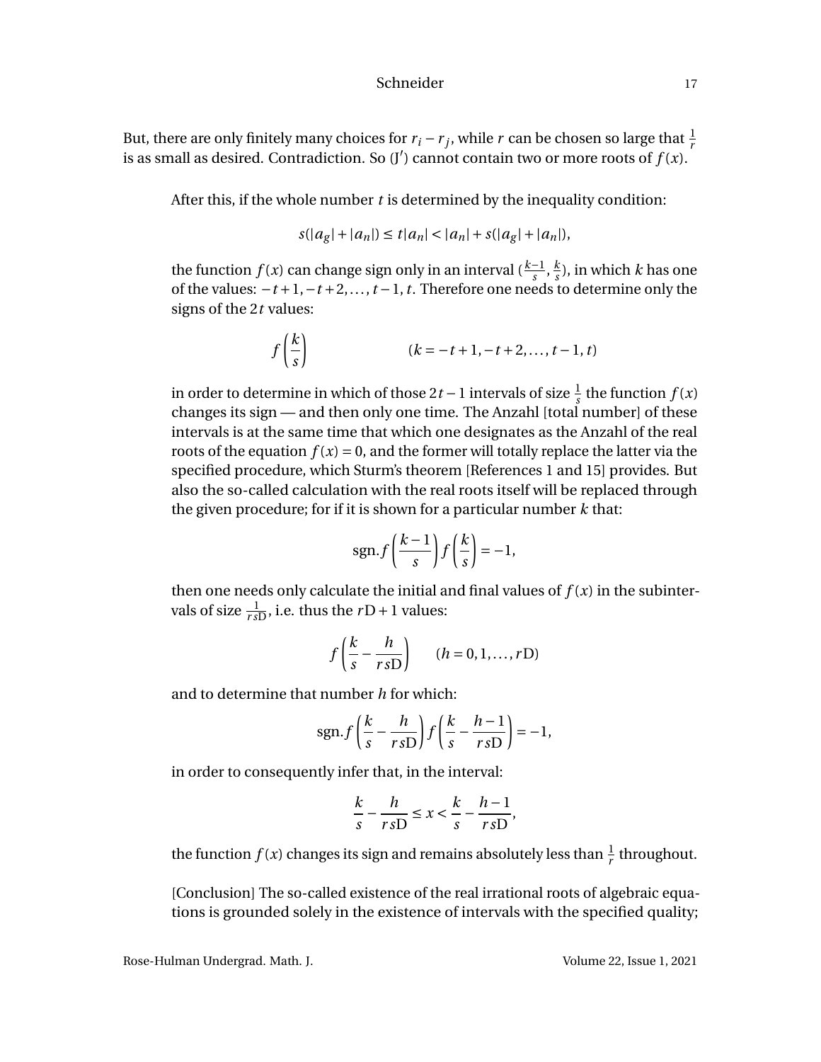But, there are only finitely many choices for $r_i - r_j$, while $r$ can be chosen so large that $\frac{1}{r}$ is as small as desired. Contradiction. So (J$'$) cannot contain two or more roots of $f(x)$.

After this, if the whole number $t$ is determined by the inequality condition:

$$s(|a_g| + |a_n|) \leq t|a_n| < |a_n| + s(|a_g| + |a_n|),$$

the function $f(x)$ can change sign only in an interval $(\frac{k-1}{s}, \frac{k}{s})$, in which $k$ has one of the values: $-t+1, -t+2, \ldots, t-1, t$. Therefore one needs to determine only the signs of the $2t$ values:

$$f\left(\frac{k}{s}\right) \qquad\qquad (k = -t+1, -t+2, \ldots, t-1, t)$$

in order to determine in which of those $2t-1$ intervals of size $\frac{1}{s}$ the function $f(x)$ changes its sign — and then only one time. The Anzahl [total number] of these intervals is at the same time that which one designates as the Anzahl of the real roots of the equation $f(x) = 0$, and the former will totally replace the latter via the specified procedure, which Sturm's theorem [References 1 and 15] provides. But also the so-called calculation with the real roots itself will be replaced through the given procedure; for if it is shown for a particular number $k$ that:

$$\text{sgn.} f\left(\frac{k-1}{s}\right) f\left(\frac{k}{s}\right) = -1,$$

then one needs only calculate the initial and final values of $f(x)$ in the subintervals of size $\frac{1}{rs\text{D}}$, i.e. thus the $r\text{D}+1$ values:

$$f\left(\frac{k}{s} - \frac{h}{rs\text{D}}\right) \qquad (h = 0, 1, \ldots, r\text{D})$$

and to determine that number $h$ for which:

$$\text{sgn.} f\left(\frac{k}{s} - \frac{h}{rs\text{D}}\right) f\left(\frac{k}{s} - \frac{h-1}{rs\text{D}}\right) = -1,$$

in order to consequently infer that, in the interval:

$$\frac{k}{s} - \frac{h}{rs\text{D}} \leq x < \frac{k}{s} - \frac{h-1}{rs\text{D}},$$

the function $f(x)$ changes its sign and remains absolutely less than $\frac{1}{r}$ throughout.

[Conclusion] The so-called existence of the real irrational roots of algebraic equations is grounded solely in the existence of intervals with the specified quality;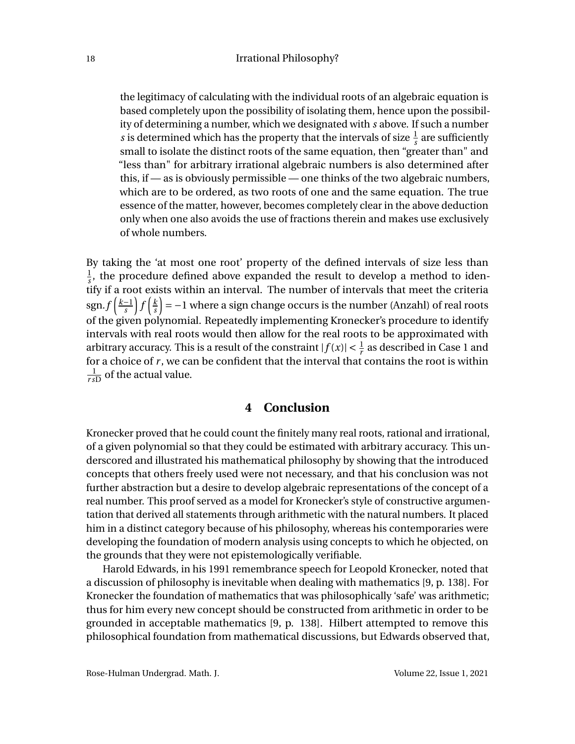> the legitimacy of calculating with the individual roots of an algebraic equation is based completely upon the possibility of isolating them, hence upon the possibility of determining a number, which we designated with $s$ above. If such a number $s$ is determined which has the property that the intervals of size $\frac{1}{s}$ are sufficiently small to isolate the distinct roots of the same equation, then "greater than" and "less than" for arbitrary irrational algebraic numbers is also determined after this, if — as is obviously permissible — one thinks of the two algebraic numbers, which are to be ordered, as two roots of one and the same equation. The true essence of the matter, however, becomes completely clear in the above deduction only when one also avoids the use of fractions therein and makes use exclusively of whole numbers.

By taking the 'at most one root' property of the defined intervals of size less than $\frac{1}{s}$, the procedure defined above expanded the result to develop a method to identify if a root exists within an interval. The number of intervals that meet the criteria $\text{sgn.} f\left(\frac{k-1}{s}\right) f\left(\frac{k}{s}\right) = -1$ where a sign change occurs is the number (Anzahl) of real roots of the given polynomial. Repeatedly implementing Kronecker's procedure to identify intervals with real roots would then allow for the real roots to be approximated with arbitrary accuracy. This is a result of the constraint $|f(x)| < \frac{1}{r}$ as described in Case 1 and for a choice of $r$, we can be confident that the interval that contains the root is within $\frac{1}{rs\text{D}}$ of the actual value.

## 4 Conclusion

Kronecker proved that he could count the finitely many real roots, rational and irrational, of a given polynomial so that they could be estimated with arbitrary accuracy. This underscored and illustrated his mathematical philosophy by showing that the introduced concepts that others freely used were not necessary, and that his conclusion was not further abstraction but a desire to develop algebraic representations of the concept of a real number. This proof served as a model for Kronecker's style of constructive argumentation that derived all statements through arithmetic with the natural numbers. It placed him in a distinct category because of his philosophy, whereas his contemporaries were developing the foundation of modern analysis using concepts to which he objected, on the grounds that they were not epistemologically verifiable.

Harold Edwards, in his 1991 remembrance speech for Leopold Kronecker, noted that a discussion of philosophy is inevitable when dealing with mathematics [9, p. 138]. For Kronecker the foundation of mathematics that was philosophically 'safe' was arithmetic; thus for him every new concept should be constructed from arithmetic in order to be grounded in acceptable mathematics [9, p. 138]. Hilbert attempted to remove this philosophical foundation from mathematical discussions, but Edwards observed that,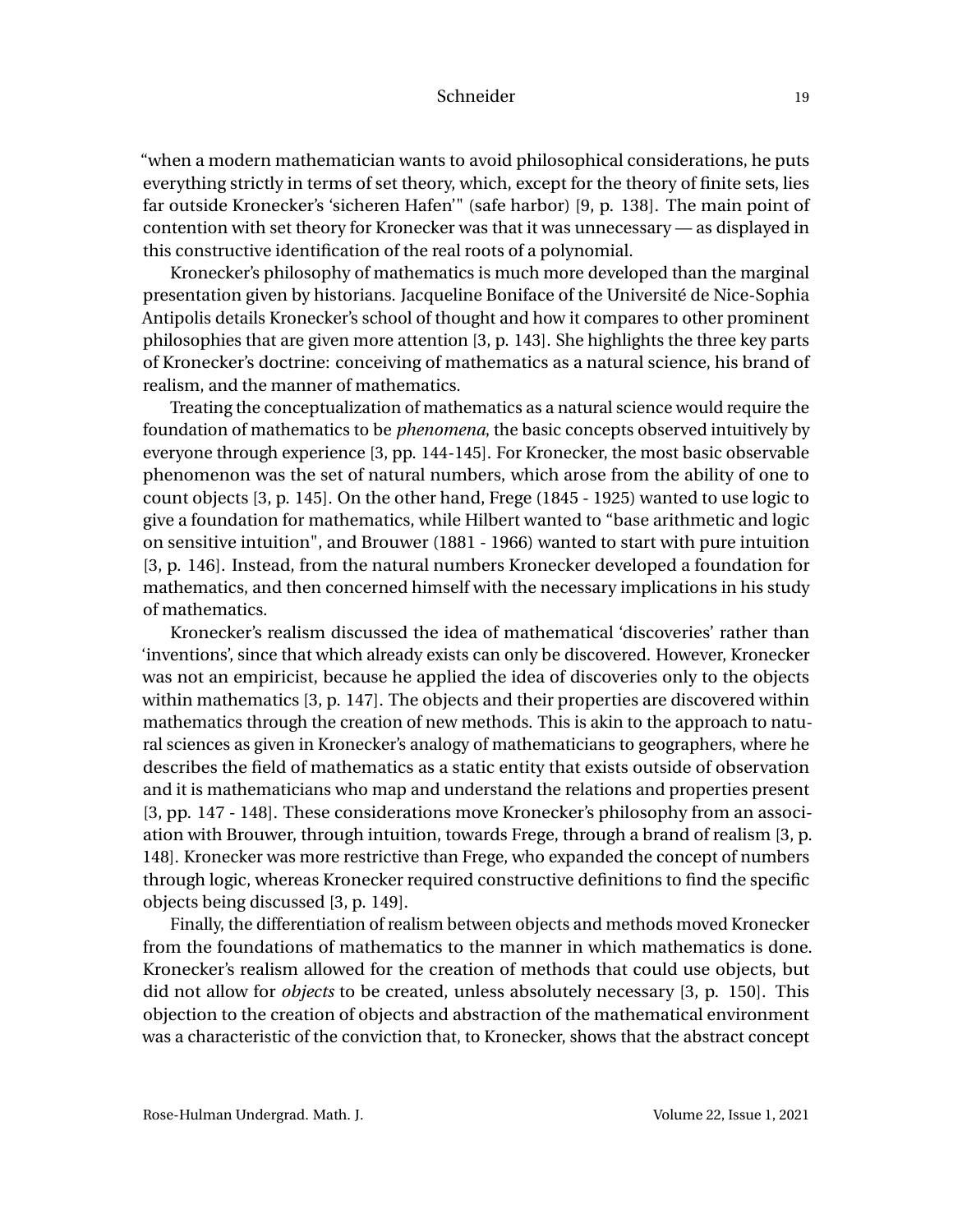"when a modern mathematician wants to avoid philosophical considerations, he puts everything strictly in terms of set theory, which, except for the theory of finite sets, lies far outside Kronecker's 'sicheren Hafen'" (safe harbor) [9, p. 138]. The main point of contention with set theory for Kronecker was that it was unnecessary — as displayed in this constructive identification of the real roots of a polynomial.

Kronecker's philosophy of mathematics is much more developed than the marginal presentation given by historians. Jacqueline Boniface of the Université de Nice-Sophia Antipolis details Kronecker's school of thought and how it compares to other prominent philosophies that are given more attention [3, p. 143]. She highlights the three key parts of Kronecker's doctrine: conceiving of mathematics as a natural science, his brand of realism, and the manner of mathematics.

Treating the conceptualization of mathematics as a natural science would require the foundation of mathematics to be *phenomena*, the basic concepts observed intuitively by everyone through experience [3, pp. 144-145]. For Kronecker, the most basic observable phenomenon was the set of natural numbers, which arose from the ability of one to count objects [3, p. 145]. On the other hand, Frege (1845 - 1925) wanted to use logic to give a foundation for mathematics, while Hilbert wanted to "base arithmetic and logic on sensitive intuition", and Brouwer (1881 - 1966) wanted to start with pure intuition [3, p. 146]. Instead, from the natural numbers Kronecker developed a foundation for mathematics, and then concerned himself with the necessary implications in his study of mathematics.

Kronecker's realism discussed the idea of mathematical 'discoveries' rather than 'inventions', since that which already exists can only be discovered. However, Kronecker was not an empiricist, because he applied the idea of discoveries only to the objects within mathematics [3, p. 147]. The objects and their properties are discovered within mathematics through the creation of new methods. This is akin to the approach to natural sciences as given in Kronecker's analogy of mathematicians to geographers, where he describes the field of mathematics as a static entity that exists outside of observation and it is mathematicians who map and understand the relations and properties present [3, pp. 147 - 148]. These considerations move Kronecker's philosophy from an association with Brouwer, through intuition, towards Frege, through a brand of realism [3, p. 148]. Kronecker was more restrictive than Frege, who expanded the concept of numbers through logic, whereas Kronecker required constructive definitions to find the specific objects being discussed [3, p. 149].

Finally, the differentiation of realism between objects and methods moved Kronecker from the foundations of mathematics to the manner in which mathematics is done. Kronecker's realism allowed for the creation of methods that could use objects, but did not allow for *objects* to be created, unless absolutely necessary [3, p. 150]. This objection to the creation of objects and abstraction of the mathematical environment was a characteristic of the conviction that, to Kronecker, shows that the abstract concept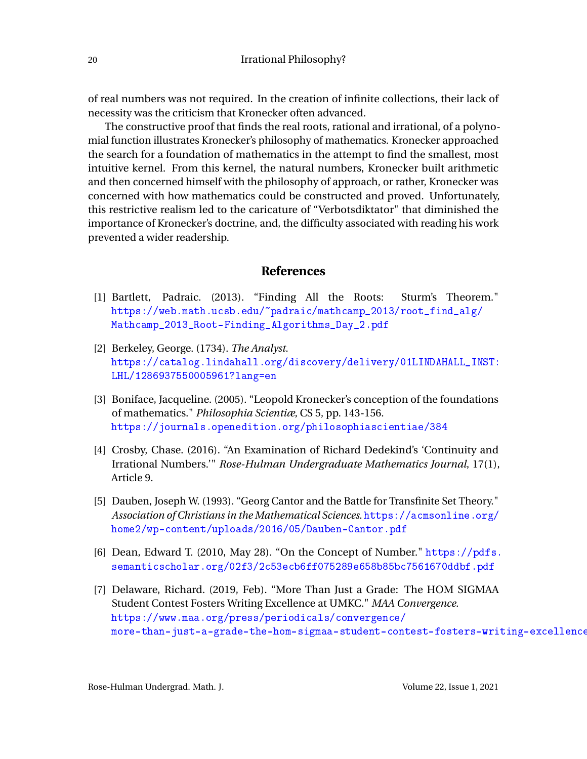of real numbers was not required. In the creation of infinite collections, their lack of necessity was the criticism that Kronecker often advanced.

The constructive proof that finds the real roots, rational and irrational, of a polynomial function illustrates Kronecker's philosophy of mathematics. Kronecker approached the search for a foundation of mathematics in the attempt to find the smallest, most intuitive kernel. From this kernel, the natural numbers, Kronecker built arithmetic and then concerned himself with the philosophy of approach, or rather, Kronecker was concerned with how mathematics could be constructed and proved. Unfortunately, this restrictive realism led to the caricature of "Verbotsdiktator" that diminished the importance of Kronecker's doctrine, and, the difficulty associated with reading his work prevented a wider readership.

## References

[1] Bartlett, Padraic. (2013). "Finding All the Roots: Sturm's Theorem." https://web.math.ucsb.edu/~padraic/mathcamp_2013/root_find_alg/Mathcamp_2013_Root-Finding_Algorithms_Day_2.pdf

[2] Berkeley, George. (1734). *The Analyst*. https://catalog.lindahall.org/discovery/delivery/01LINDAHALL_INST:LHL/1286937550005961?lang=en

[3] Boniface, Jacqueline. (2005). "Leopold Kronecker's conception of the foundations of mathematics." *Philosophia Scientiæ*, CS 5, pp. 143-156. https://journals.openedition.org/philosophiascientiae/384

[4] Crosby, Chase. (2016). "An Examination of Richard Dedekind's 'Continuity and Irrational Numbers.'" *Rose-Hulman Undergraduate Mathematics Journal*, 17(1), Article 9.

[5] Dauben, Joseph W. (1993). "Georg Cantor and the Battle for Transfinite Set Theory." *Association of Christians in the Mathematical Sciences*. https://acmsonline.org/home2/wp-content/uploads/2016/05/Dauben-Cantor.pdf

[6] Dean, Edward T. (2010, May 28). "On the Concept of Number." https://pdfs.semanticscholar.org/02f3/2c53ecb6ff075289e658b85bc7561670ddbf.pdf

[7] Delaware, Richard. (2019, Feb). "More Than Just a Grade: The HOM SIGMAA Student Contest Fosters Writing Excellence at UMKC." *MAA Convergence*. https://www.maa.org/press/periodicals/convergence/more-than-just-a-grade-the-hom-sigmaa-student-contest-fosters-writing-excellence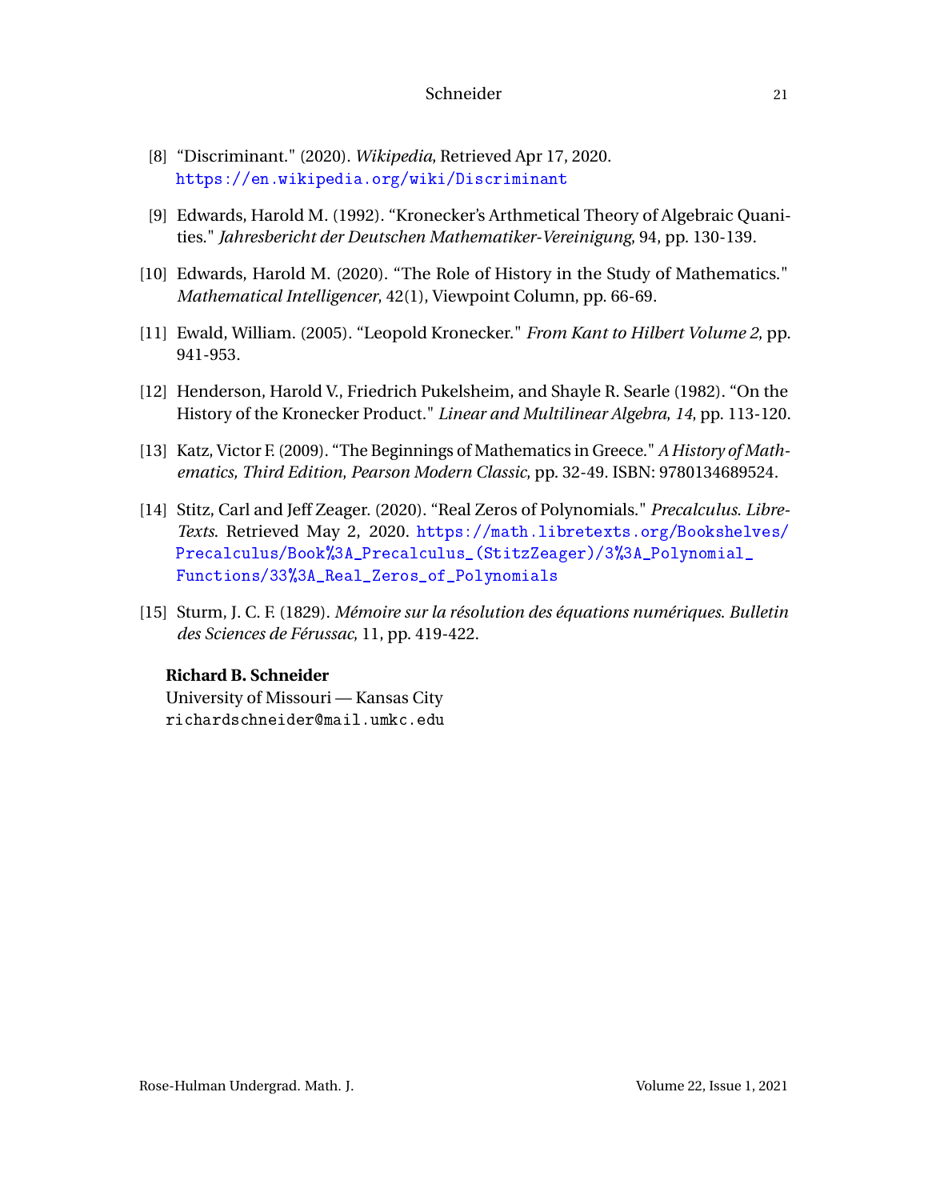[8] "Discriminant." (2020). *Wikipedia*, Retrieved Apr 17, 2020. https://en.wikipedia.org/wiki/Discriminant

[9] Edwards, Harold M. (1992). "Kronecker's Arthmetical Theory of Algebraic Quanities." *Jahresbericht der Deutschen Mathematiker-Vereinigung*, 94, pp. 130-139.

[10] Edwards, Harold M. (2020). "The Role of History in the Study of Mathematics." *Mathematical Intelligencer*, 42(1), Viewpoint Column, pp. 66-69.

[11] Ewald, William. (2005). "Leopold Kronecker." *From Kant to Hilbert Volume 2*, pp. 941-953.

[12] Henderson, Harold V., Friedrich Pukelsheim, and Shayle R. Searle (1982). "On the History of the Kronecker Product." *Linear and Multilinear Algebra*, *14*, pp. 113-120.

[13] Katz, Victor F. (2009). "The Beginnings of Mathematics in Greece." *A History of Mathematics, Third Edition*, *Pearson Modern Classic*, pp. 32-49. ISBN: 9780134689524.

[14] Stitz, Carl and Jeff Zeager. (2020). "Real Zeros of Polynomials." *Precalculus. LibreTexts*. Retrieved May 2, 2020. https://math.libretexts.org/Bookshelves/Precalculus/Book%3A_Precalculus_(StitzZeager)/3%3A_Polynomial_Functions/33%3A_Real_Zeros_of_Polynomials

[15] Sturm, J. C. F. (1829). *Mémoire sur la résolution des équations numériques. Bulletin des Sciences de Férussac*, 11, pp. 419-422.

**Richard B. Schneider**
University of Missouri — Kansas City
richardschneider@mail.umkc.edu